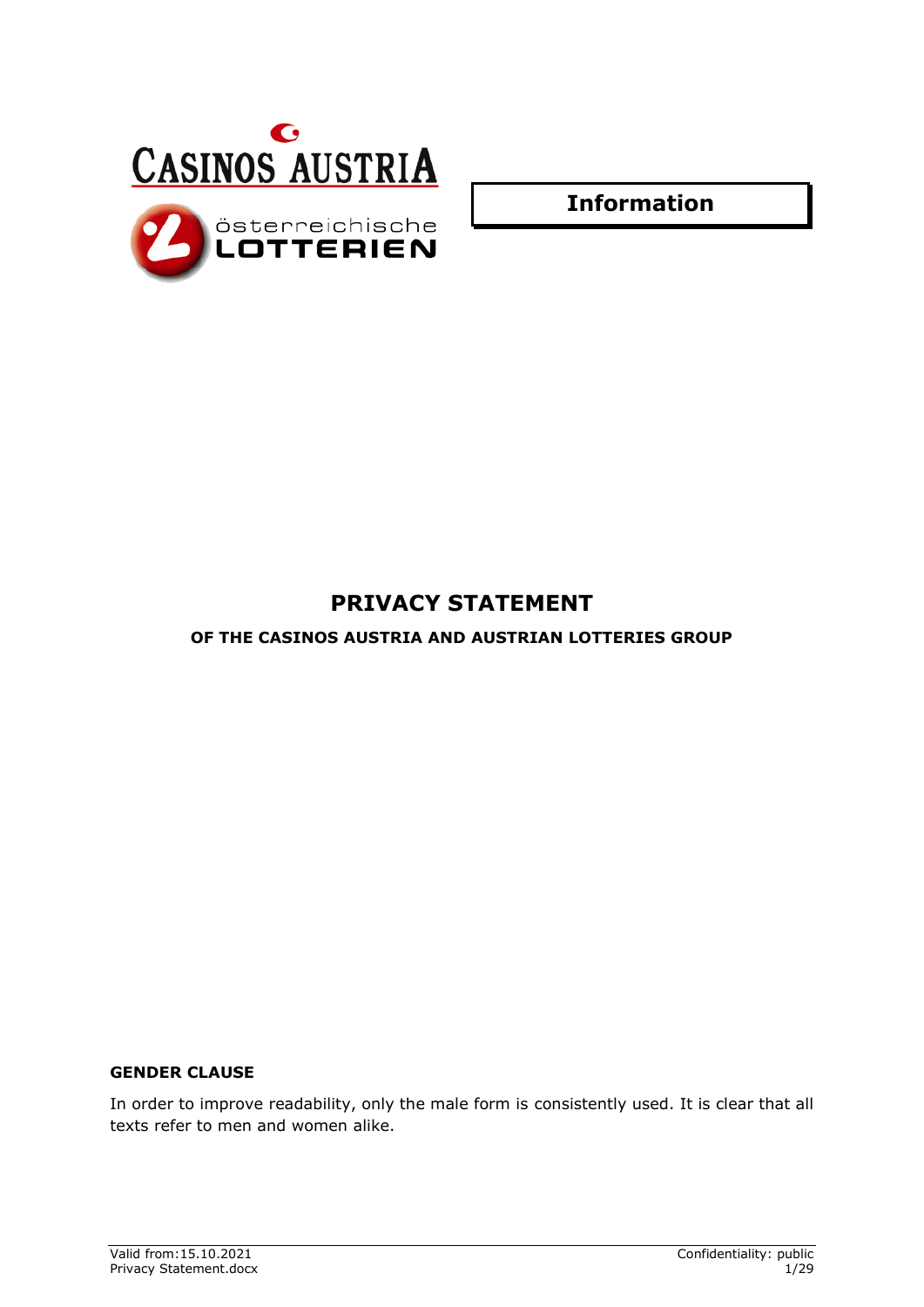**Information**

# PRIVACY STATEMENT

## OF THE CASINOS AUSTRIA AND AUSTRIAN LOTTERIES GROUP

**GENDER CLAUSE**

In order to improve readability, only the male form is consistently used. It is clear that all texts refer to men and women alike.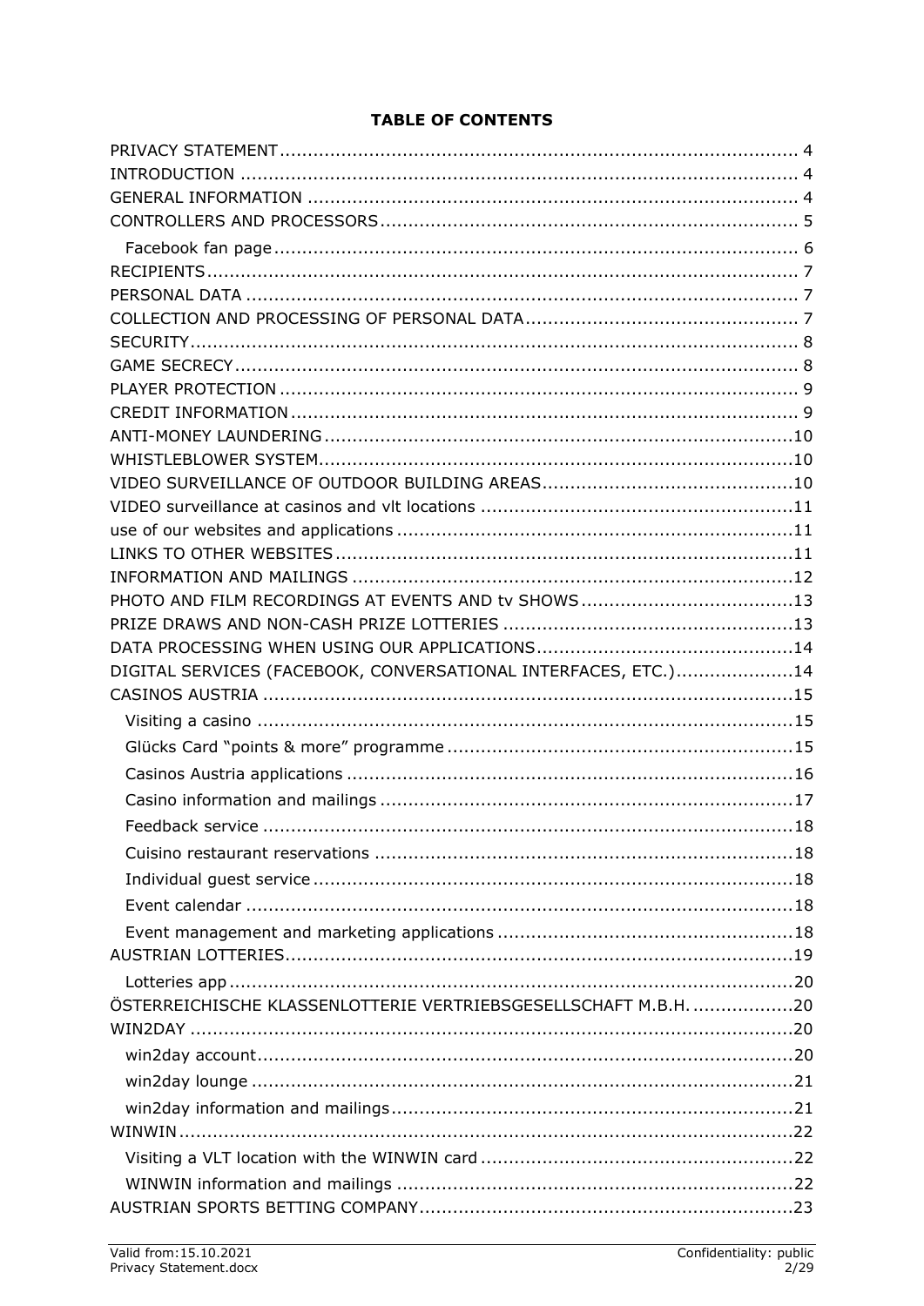**TABLE OF CONTENTS**

PRIVACY STATEMENT ... 4
INTRODUCTION ... 4
GENERAL INFORMATION ... 4
CONTROLLERS AND PROCESSORS ... 5
- Facebook fan page ... 6

RECIPIENTS ... 7
PERSONAL DATA ... 7
COLLECTION AND PROCESSING OF PERSONAL DATA ... 7
SECURITY ... 8
GAME SECRECY ... 8
PLAYER PROTECTION ... 9
CREDIT INFORMATION ... 9
ANTI-MONEY LAUNDERING ... 10
WHISTLEBLOWER SYSTEM ... 10
VIDEO SURVEILLANCE OF OUTDOOR BUILDING AREAS ... 10
VIDEO surveillance at casinos and vlt locations ... 11
use of our websites and applications ... 11
LINKS TO OTHER WEBSITES ... 11
INFORMATION AND MAILINGS ... 12
PHOTO AND FILM RECORDINGS AT EVENTS AND tv SHOWS ... 13
PRIZE DRAWS AND NON-CASH PRIZE LOTTERIES ... 13
DATA PROCESSING WHEN USING OUR APPLICATIONS ... 14
DIGITAL SERVICES (FACEBOOK, CONVERSATIONAL INTERFACES, ETC.) ... 14
CASINOS AUSTRIA ... 15
- Visiting a casino ... 15
- Glücks Card "points & more" programme ... 15
- Casinos Austria applications ... 16
- Casino information and mailings ... 17
- Feedback service ... 18
- Cuisino restaurant reservations ... 18
- Individual guest service ... 18
- Event calendar ... 18
- Event management and marketing applications ... 18

AUSTRIAN LOTTERIES ... 19
- Lotteries app ... 20

ÖSTERREICHISCHE KLASSENLOTTERIE VERTRIEBSGESELLSCHAFT M.B.H. ... 20
WIN2DAY ... 20
- win2day account ... 20
- win2day lounge ... 21
- win2day information and mailings ... 21

WINWIN ... 22
- Visiting a VLT location with the WINWIN card ... 22
- WINWIN information and mailings ... 22

AUSTRIAN SPORTS BETTING COMPANY ... 23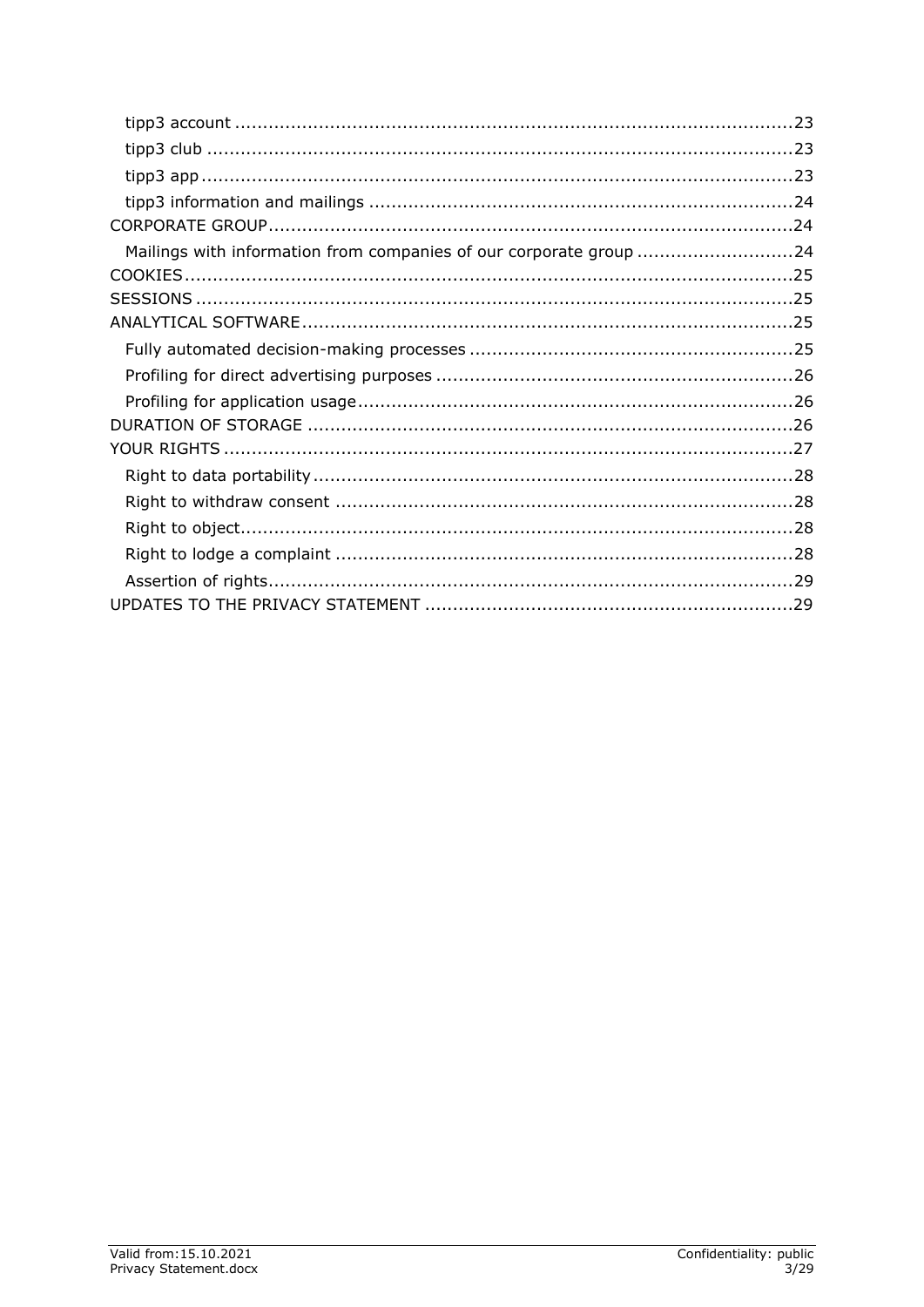- tipp3 account .....23
- tipp3 club .....23
- tipp3 app .....23
- tipp3 information and mailings .....24

CORPORATE GROUP .....24

- Mailings with information from companies of our corporate group .....24

COOKIES .....25

SESSIONS .....25

ANALYTICAL SOFTWARE .....25

- Fully automated decision-making processes .....25
- Profiling for direct advertising purposes .....26
- Profiling for application usage .....26

DURATION OF STORAGE .....26

YOUR RIGHTS .....27

- Right to data portability .....28
- Right to withdraw consent .....28
- Right to object .....28
- Right to lodge a complaint .....28
- Assertion of rights .....29

UPDATES TO THE PRIVACY STATEMENT .....29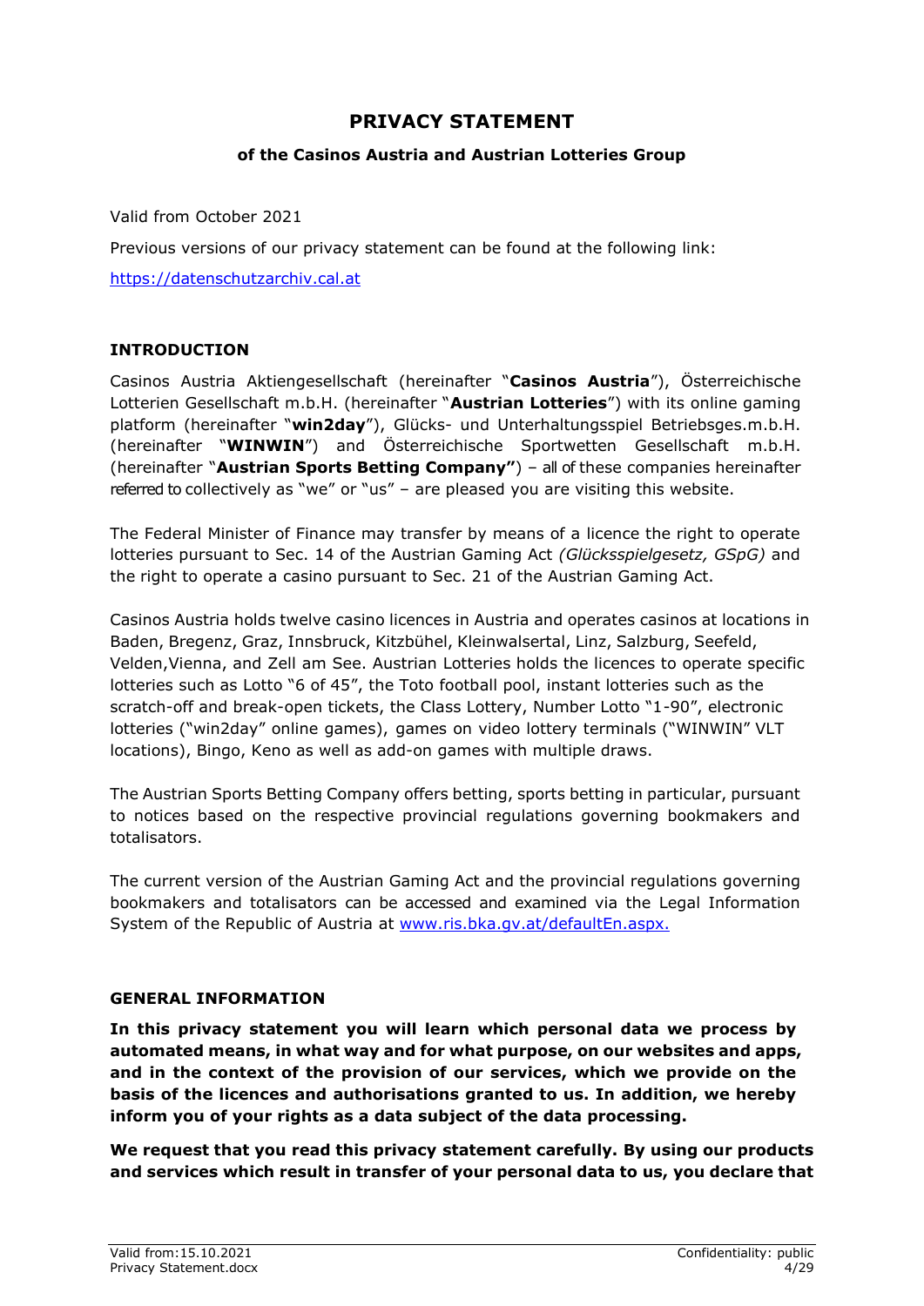# PRIVACY STATEMENT

### of the Casinos Austria and Austrian Lotteries Group

Valid from October 2021

Previous versions of our privacy statement can be found at the following link:

https://datenschutzarchiv.cal.at

## INTRODUCTION

Casinos Austria Aktiengesellschaft (hereinafter "**Casinos Austria**"), Österreichische Lotterien Gesellschaft m.b.H. (hereinafter "**Austrian Lotteries**") with its online gaming platform (hereinafter "**win2day**"), Glücks- und Unterhaltungsspiel Betriebsges.m.b.H. (hereinafter "**WINWIN**") and Österreichische Sportwetten Gesellschaft m.b.H. (hereinafter "**Austrian Sports Betting Company"**) – all of these companies hereinafter referred to collectively as "we" or "us" – are pleased you are visiting this website.

The Federal Minister of Finance may transfer by means of a licence the right to operate lotteries pursuant to Sec. 14 of the Austrian Gaming Act *(Glücksspielgesetz, GSpG)* and the right to operate a casino pursuant to Sec. 21 of the Austrian Gaming Act.

Casinos Austria holds twelve casino licences in Austria and operates casinos at locations in Baden, Bregenz, Graz, Innsbruck, Kitzbühel, Kleinwalsertal, Linz, Salzburg, Seefeld, Velden,Vienna, and Zell am See. Austrian Lotteries holds the licences to operate specific lotteries such as Lotto "6 of 45", the Toto football pool, instant lotteries such as the scratch-off and break-open tickets, the Class Lottery, Number Lotto "1-90", electronic lotteries ("win2day" online games), games on video lottery terminals ("WINWIN" VLT locations), Bingo, Keno as well as add-on games with multiple draws.

The Austrian Sports Betting Company offers betting, sports betting in particular, pursuant to notices based on the respective provincial regulations governing bookmakers and totalisators.

The current version of the Austrian Gaming Act and the provincial regulations governing bookmakers and totalisators can be accessed and examined via the Legal Information System of the Republic of Austria at www.ris.bka.gv.at/defaultEn.aspx.

## GENERAL INFORMATION

**In this privacy statement you will learn which personal data we process by automated means, in what way and for what purpose, on our websites and apps, and in the context of the provision of our services, which we provide on the basis of the licences and authorisations granted to us. In addition, we hereby inform you of your rights as a data subject of the data processing.**

**We request that you read this privacy statement carefully. By using our products and services which result in transfer of your personal data to us, you declare that**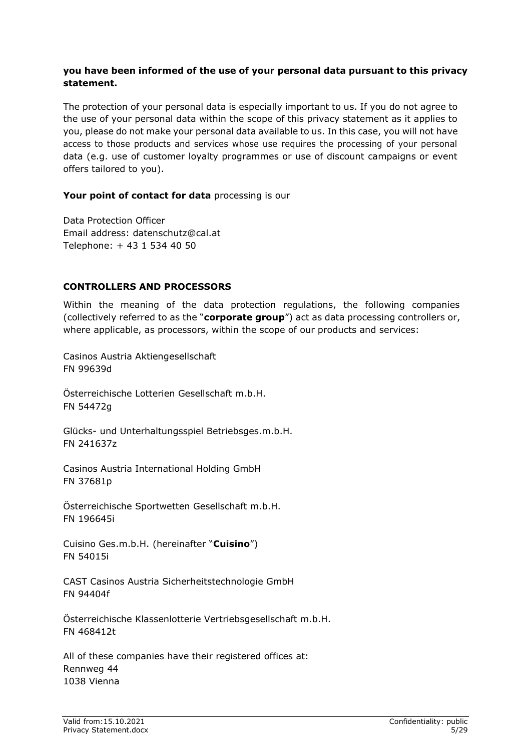**you have been informed of the use of your personal data pursuant to this privacy statement.**

The protection of your personal data is especially important to us. If you do not agree to the use of your personal data within the scope of this privacy statement as it applies to you, please do not make your personal data available to us. In this case, you will not have access to those products and services whose use requires the processing of your personal data (e.g. use of customer loyalty programmes or use of discount campaigns or event offers tailored to you).

**Your point of contact for data** processing is our

Data Protection Officer
Email address: datenschutz@cal.at
Telephone: + 43 1 534 40 50

## CONTROLLERS AND PROCESSORS

Within the meaning of the data protection regulations, the following companies (collectively referred to as the "**corporate group**") act as data processing controllers or, where applicable, as processors, within the scope of our products and services:

Casinos Austria Aktiengesellschaft
FN 99639d

Österreichische Lotterien Gesellschaft m.b.H.
FN 54472g

Glücks- und Unterhaltungsspiel Betriebsges.m.b.H.
FN 241637z

Casinos Austria International Holding GmbH
FN 37681p

Österreichische Sportwetten Gesellschaft m.b.H.
FN 196645i

Cuisino Ges.m.b.H. (hereinafter "**Cuisino**")
FN 54015i

CAST Casinos Austria Sicherheitstechnologie GmbH
FN 94404f

Österreichische Klassenlotterie Vertriebsgesellschaft m.b.H.
FN 468412t

All of these companies have their registered offices at:
Rennweg 44
1038 Vienna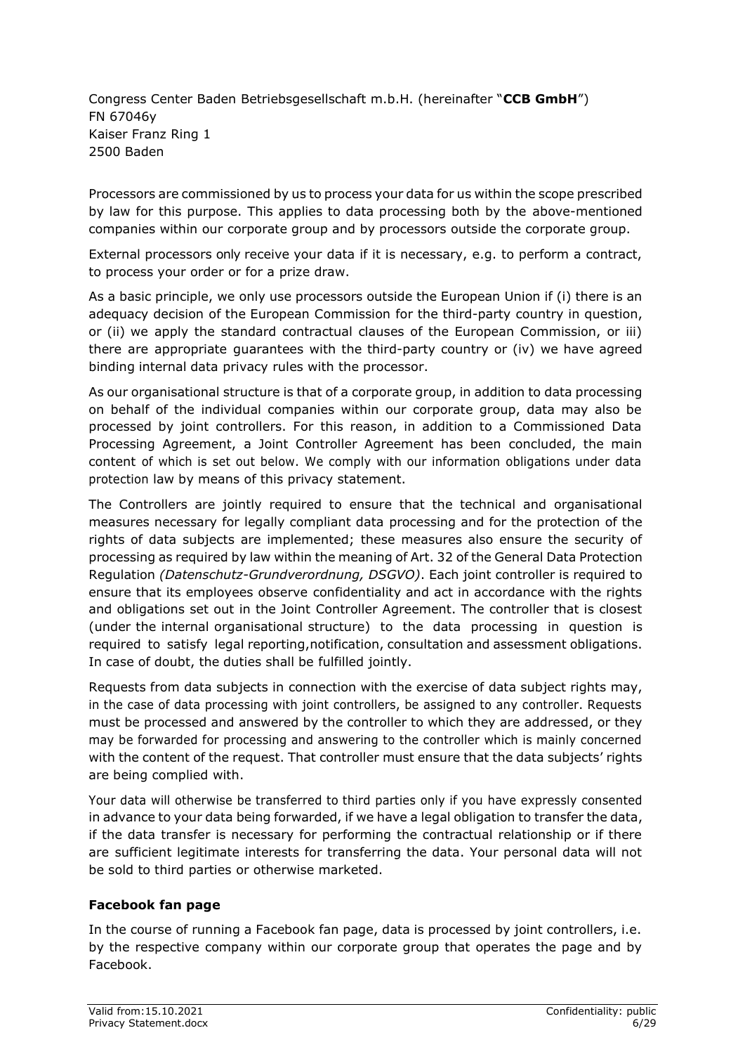Congress Center Baden Betriebsgesellschaft m.b.H. (hereinafter "**CCB GmbH**")
FN 67046y
Kaiser Franz Ring 1
2500 Baden

Processors are commissioned by us to process your data for us within the scope prescribed by law for this purpose. This applies to data processing both by the above-mentioned companies within our corporate group and by processors outside the corporate group.

External processors only receive your data if it is necessary, e.g. to perform a contract, to process your order or for a prize draw.

As a basic principle, we only use processors outside the European Union if (i) there is an adequacy decision of the European Commission for the third-party country in question, or (ii) we apply the standard contractual clauses of the European Commission, or iii) there are appropriate guarantees with the third-party country or (iv) we have agreed binding internal data privacy rules with the processor.

As our organisational structure is that of a corporate group, in addition to data processing on behalf of the individual companies within our corporate group, data may also be processed by joint controllers. For this reason, in addition to a Commissioned Data Processing Agreement, a Joint Controller Agreement has been concluded, the main content of which is set out below. We comply with our information obligations under data protection law by means of this privacy statement.

The Controllers are jointly required to ensure that the technical and organisational measures necessary for legally compliant data processing and for the protection of the rights of data subjects are implemented; these measures also ensure the security of processing as required by law within the meaning of Art. 32 of the General Data Protection Regulation *(Datenschutz-Grundverordnung, DSGVO)*. Each joint controller is required to ensure that its employees observe confidentiality and act in accordance with the rights and obligations set out in the Joint Controller Agreement. The controller that is closest (under the internal organisational structure) to the data processing in question is required to satisfy legal reporting,notification, consultation and assessment obligations. In case of doubt, the duties shall be fulfilled jointly.

Requests from data subjects in connection with the exercise of data subject rights may, in the case of data processing with joint controllers, be assigned to any controller. Requests must be processed and answered by the controller to which they are addressed, or they may be forwarded for processing and answering to the controller which is mainly concerned with the content of the request. That controller must ensure that the data subjects' rights are being complied with.

Your data will otherwise be transferred to third parties only if you have expressly consented in advance to your data being forwarded, if we have a legal obligation to transfer the data, if the data transfer is necessary for performing the contractual relationship or if there are sufficient legitimate interests for transferring the data. Your personal data will not be sold to third parties or otherwise marketed.

### Facebook fan page

In the course of running a Facebook fan page, data is processed by joint controllers, i.e. by the respective company within our corporate group that operates the page and by Facebook.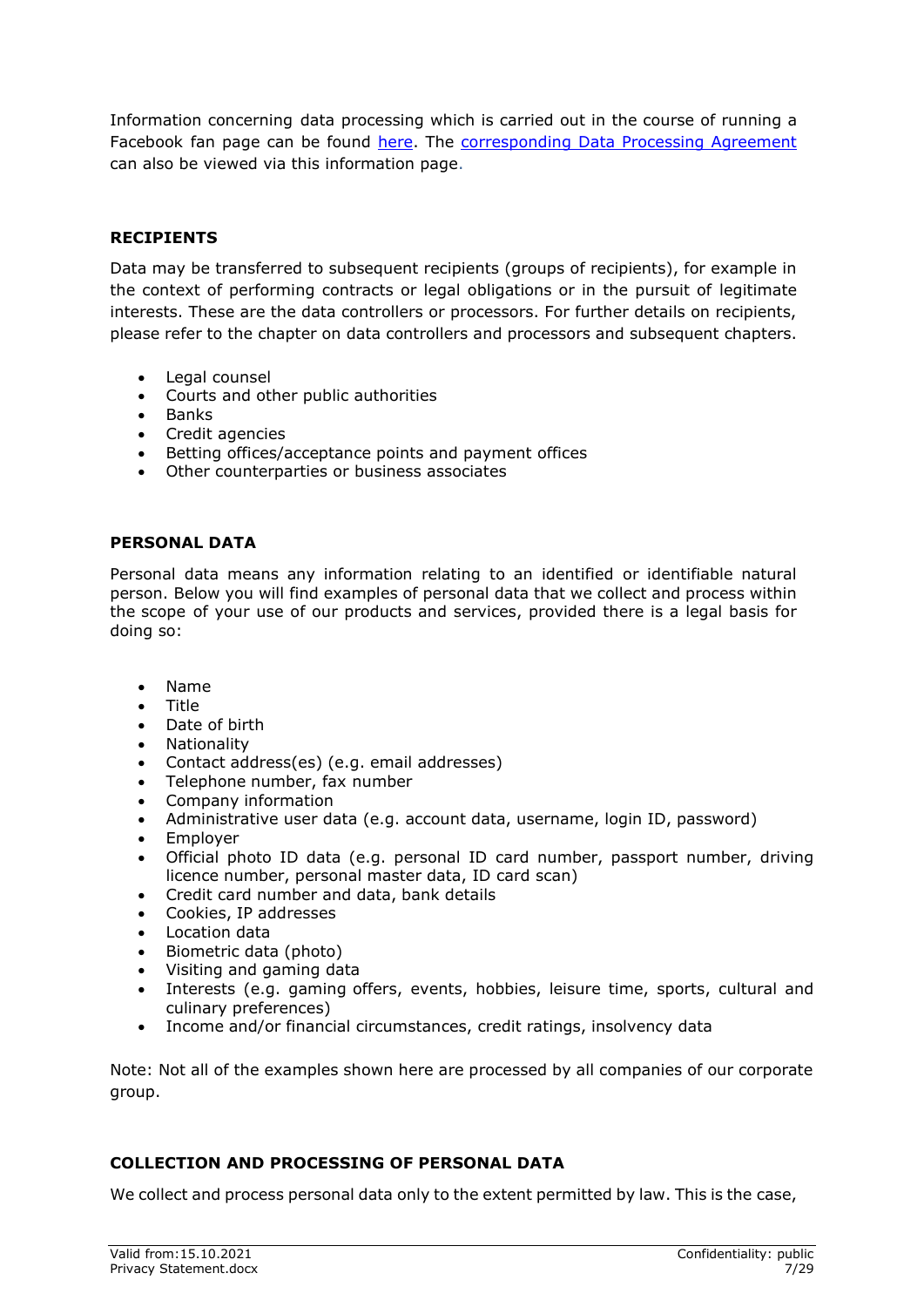Information concerning data processing which is carried out in the course of running a Facebook fan page can be found here. The corresponding Data Processing Agreement can also be viewed via this information page.

## RECIPIENTS

Data may be transferred to subsequent recipients (groups of recipients), for example in the context of performing contracts or legal obligations or in the pursuit of legitimate interests. These are the data controllers or processors. For further details on recipients, please refer to the chapter on data controllers and processors and subsequent chapters.

- Legal counsel
- Courts and other public authorities
- Banks
- Credit agencies
- Betting offices/acceptance points and payment offices
- Other counterparties or business associates

## PERSONAL DATA

Personal data means any information relating to an identified or identifiable natural person. Below you will find examples of personal data that we collect and process within the scope of your use of our products and services, provided there is a legal basis for doing so:

- Name
- Title
- Date of birth
- Nationality
- Contact address(es) (e.g. email addresses)
- Telephone number, fax number
- Company information
- Administrative user data (e.g. account data, username, login ID, password)
- Employer
- Official photo ID data (e.g. personal ID card number, passport number, driving licence number, personal master data, ID card scan)
- Credit card number and data, bank details
- Cookies, IP addresses
- Location data
- Biometric data (photo)
- Visiting and gaming data
- Interests (e.g. gaming offers, events, hobbies, leisure time, sports, cultural and culinary preferences)
- Income and/or financial circumstances, credit ratings, insolvency data

Note: Not all of the examples shown here are processed by all companies of our corporate group.

## COLLECTION AND PROCESSING OF PERSONAL DATA

We collect and process personal data only to the extent permitted by law. This is the case,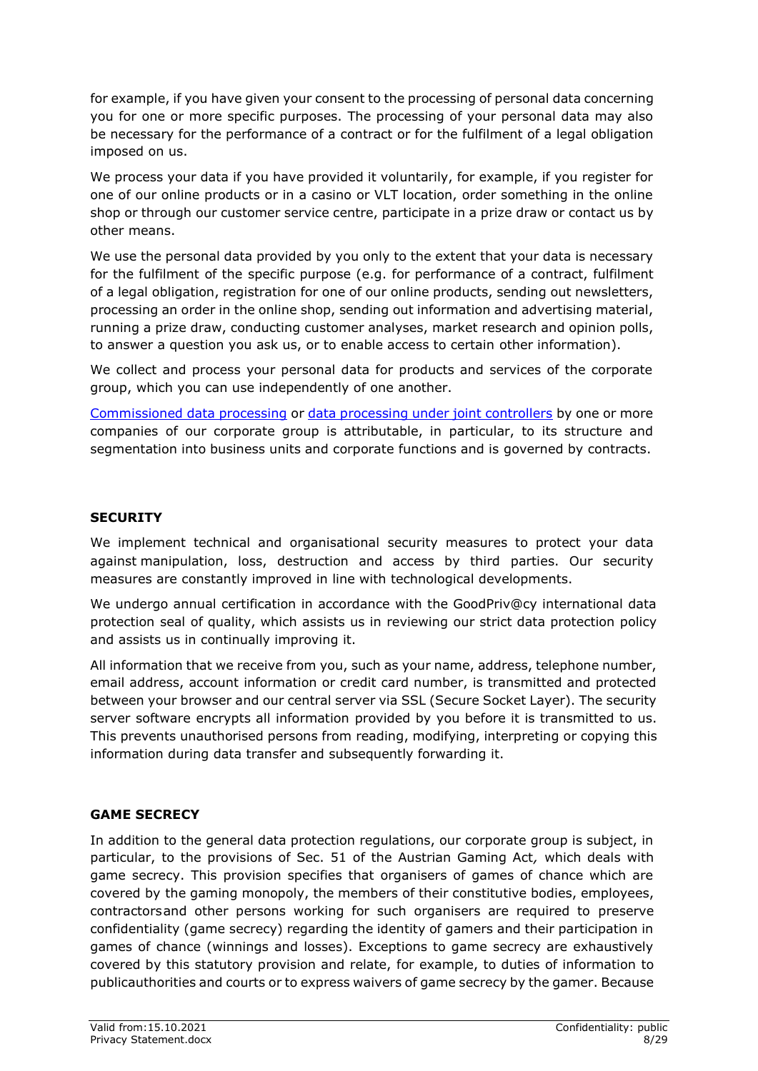for example, if you have given your consent to the processing of personal data concerning you for one or more specific purposes. The processing of your personal data may also be necessary for the performance of a contract or for the fulfilment of a legal obligation imposed on us.

We process your data if you have provided it voluntarily, for example, if you register for one of our online products or in a casino or VLT location, order something in the online shop or through our customer service centre, participate in a prize draw or contact us by other means.

We use the personal data provided by you only to the extent that your data is necessary for the fulfilment of the specific purpose (e.g. for performance of a contract, fulfilment of a legal obligation, registration for one of our online products, sending out newsletters, processing an order in the online shop, sending out information and advertising material, running a prize draw, conducting customer analyses, market research and opinion polls, to answer a question you ask us, or to enable access to certain other information).

We collect and process your personal data for products and services of the corporate group, which you can use independently of one another.

Commissioned data processing or data processing under joint controllers by one or more companies of our corporate group is attributable, in particular, to its structure and segmentation into business units and corporate functions and is governed by contracts.

**SECURITY**

We implement technical and organisational security measures to protect your data against manipulation, loss, destruction and access by third parties. Our security measures are constantly improved in line with technological developments.

We undergo annual certification in accordance with the GoodPriv@cy international data protection seal of quality, which assists us in reviewing our strict data protection policy and assists us in continually improving it.

All information that we receive from you, such as your name, address, telephone number, email address, account information or credit card number, is transmitted and protected between your browser and our central server via SSL (Secure Socket Layer). The security server software encrypts all information provided by you before it is transmitted to us. This prevents unauthorised persons from reading, modifying, interpreting or copying this information during data transfer and subsequently forwarding it.

**GAME SECRECY**

In addition to the general data protection regulations, our corporate group is subject, in particular, to the provisions of Sec. 51 of the Austrian Gaming Act*,* which deals with game secrecy. This provision specifies that organisers of games of chance which are covered by the gaming monopoly, the members of their constitutive bodies, employees, contractorsand other persons working for such organisers are required to preserve confidentiality (game secrecy) regarding the identity of gamers and their participation in games of chance (winnings and losses). Exceptions to game secrecy are exhaustively covered by this statutory provision and relate, for example, to duties of information to publicauthorities and courts or to express waivers of game secrecy by the gamer. Because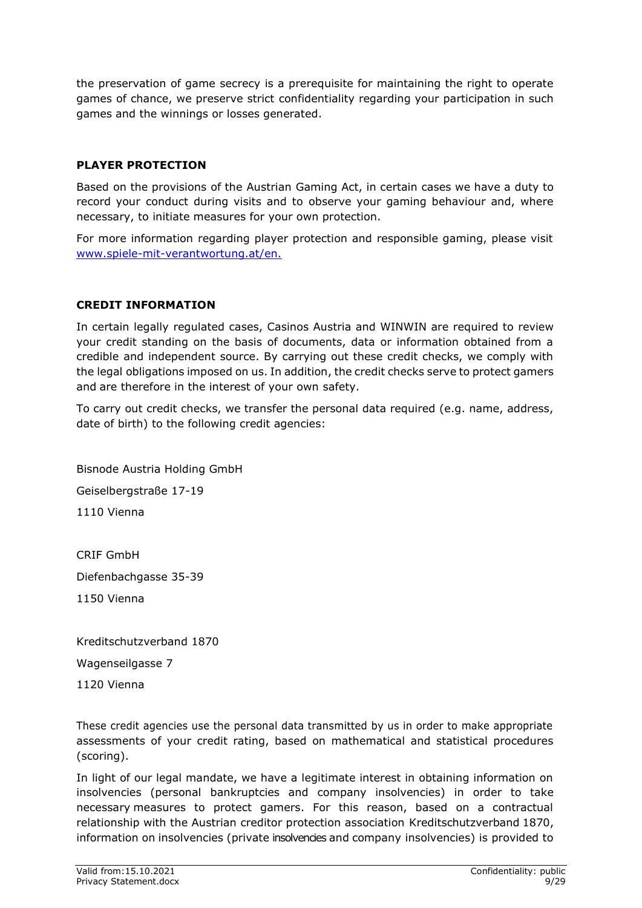the preservation of game secrecy is a prerequisite for maintaining the right to operate games of chance, we preserve strict confidentiality regarding your participation in such games and the winnings or losses generated.

## PLAYER PROTECTION

Based on the provisions of the Austrian Gaming Act, in certain cases we have a duty to record your conduct during visits and to observe your gaming behaviour and, where necessary, to initiate measures for your own protection.

For more information regarding player protection and responsible gaming, please visit [www.spiele-mit-verantwortung.at/en.](http://www.spiele-mit-verantwortung.at/en)

## CREDIT INFORMATION

In certain legally regulated cases, Casinos Austria and WINWIN are required to review your credit standing on the basis of documents, data or information obtained from a credible and independent source. By carrying out these credit checks, we comply with the legal obligations imposed on us. In addition, the credit checks serve to protect gamers and are therefore in the interest of your own safety.

To carry out credit checks, we transfer the personal data required (e.g. name, address, date of birth) to the following credit agencies:

Bisnode Austria Holding GmbH
Geiselbergstraße 17-19
1110 Vienna

CRIF GmbH
Diefenbachgasse 35-39
1150 Vienna

Kreditschutzverband 1870
Wagenseilgasse 7
1120 Vienna

These credit agencies use the personal data transmitted by us in order to make appropriate assessments of your credit rating, based on mathematical and statistical procedures (scoring).

In light of our legal mandate, we have a legitimate interest in obtaining information on insolvencies (personal bankruptcies and company insolvencies) in order to take necessary measures to protect gamers. For this reason, based on a contractual relationship with the Austrian creditor protection association Kreditschutzverband 1870, information on insolvencies (private insolvencies and company insolvencies) is provided to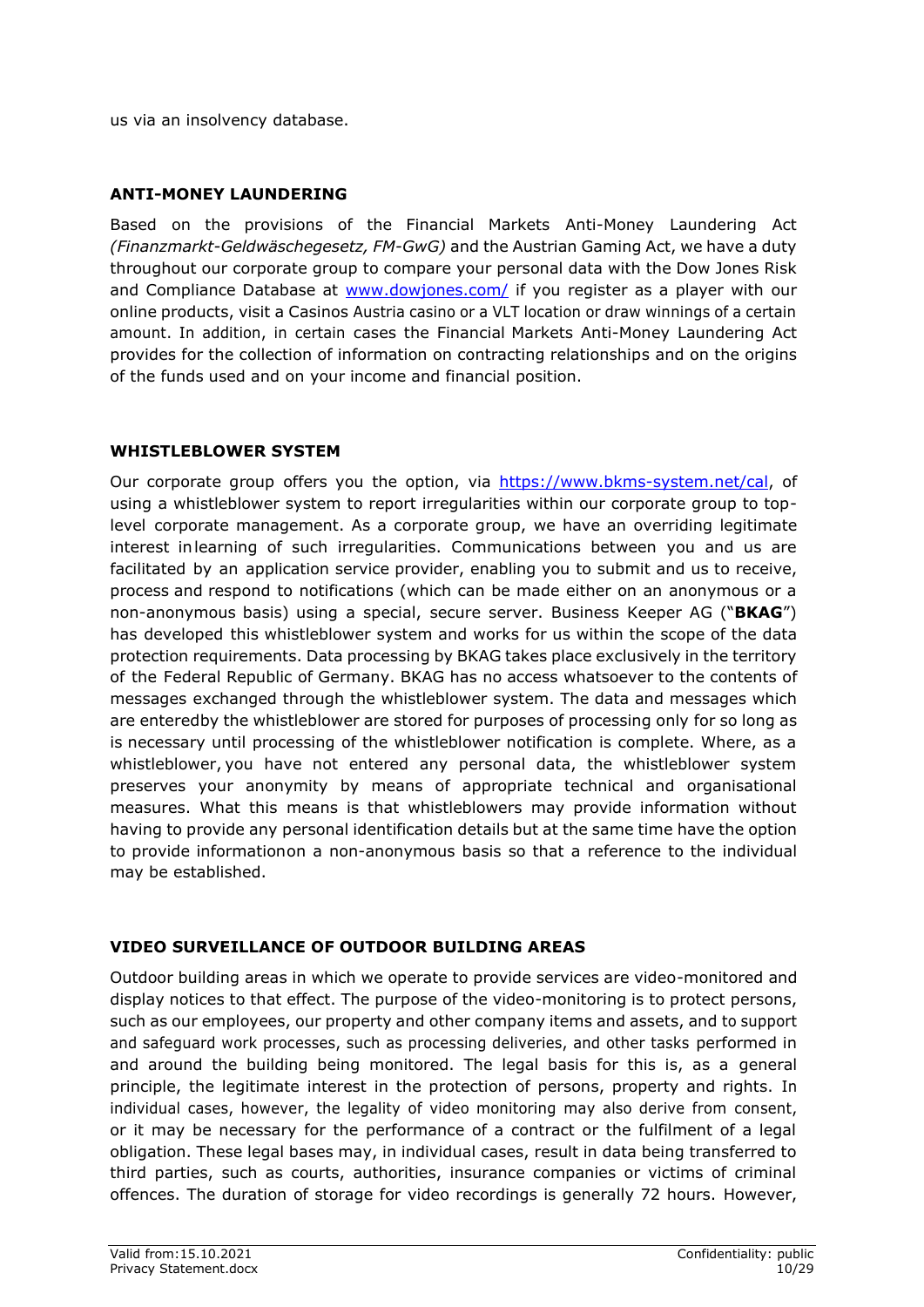us via an insolvency database.

## ANTI-MONEY LAUNDERING

Based on the provisions of the Financial Markets Anti-Money Laundering Act *(Finanzmarkt-Geldwäschegesetz, FM-GwG)* and the Austrian Gaming Act, we have a duty throughout our corporate group to compare your personal data with the Dow Jones Risk and Compliance Database at [www.dowjones.com/](www.dowjones.com/) if you register as a player with our online products, visit a Casinos Austria casino or a VLT location or draw winnings of a certain amount. In addition, in certain cases the Financial Markets Anti-Money Laundering Act provides for the collection of information on contracting relationships and on the origins of the funds used and on your income and financial position.

## WHISTLEBLOWER SYSTEM

Our corporate group offers you the option, via [https://www.bkms-system.net/cal](https://www.bkms-system.net/cal), of using a whistleblower system to report irregularities within our corporate group to top-level corporate management. As a corporate group, we have an overriding legitimate interest in learning of such irregularities. Communications between you and us are facilitated by an application service provider, enabling you to submit and us to receive, process and respond to notifications (which can be made either on an anonymous or a non-anonymous basis) using a special, secure server. Business Keeper AG ("**BKAG**") has developed this whistleblower system and works for us within the scope of the data protection requirements. Data processing by BKAG takes place exclusively in the territory of the Federal Republic of Germany. BKAG has no access whatsoever to the contents of messages exchanged through the whistleblower system. The data and messages which are entered by the whistleblower are stored for purposes of processing only for so long as is necessary until processing of the whistleblower notification is complete. Where, as a whistleblower, you have not entered any personal data, the whistleblower system preserves your anonymity by means of appropriate technical and organisational measures. What this means is that whistleblowers may provide information without having to provide any personal identification details but at the same time have the option to provide information on a non-anonymous basis so that a reference to the individual may be established.

## VIDEO SURVEILLANCE OF OUTDOOR BUILDING AREAS

Outdoor building areas in which we operate to provide services are video-monitored and display notices to that effect. The purpose of the video-monitoring is to protect persons, such as our employees, our property and other company items and assets, and to support and safeguard work processes, such as processing deliveries, and other tasks performed in and around the building being monitored. The legal basis for this is, as a general principle, the legitimate interest in the protection of persons, property and rights. In individual cases, however, the legality of video monitoring may also derive from consent, or it may be necessary for the performance of a contract or the fulfilment of a legal obligation. These legal bases may, in individual cases, result in data being transferred to third parties, such as courts, authorities, insurance companies or victims of criminal offences. The duration of storage for video recordings is generally 72 hours. However,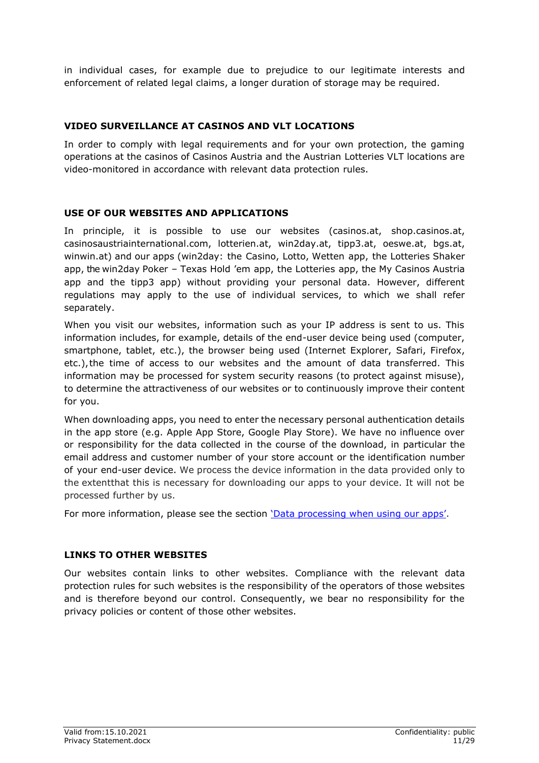in individual cases, for example due to prejudice to our legitimate interests and enforcement of related legal claims, a longer duration of storage may be required.

## VIDEO SURVEILLANCE AT CASINOS AND VLT LOCATIONS

In order to comply with legal requirements and for your own protection, the gaming operations at the casinos of Casinos Austria and the Austrian Lotteries VLT locations are video-monitored in accordance with relevant data protection rules.

## USE OF OUR WEBSITES AND APPLICATIONS

In principle, it is possible to use our websites (casinos.at, shop.casinos.at, casinosaustriainternational.com, lotterien.at, win2day.at, tipp3.at, oeswe.at, bgs.at, winwin.at) and our apps (win2day: the Casino, Lotto, Wetten app, the Lotteries Shaker app, the win2day Poker – Texas Hold 'em app, the Lotteries app, the My Casinos Austria app and the tipp3 app) without providing your personal data. However, different regulations may apply to the use of individual services, to which we shall refer separately.

When you visit our websites, information such as your IP address is sent to us. This information includes, for example, details of the end-user device being used (computer, smartphone, tablet, etc.), the browser being used (Internet Explorer, Safari, Firefox, etc.), the time of access to our websites and the amount of data transferred. This information may be processed for system security reasons (to protect against misuse), to determine the attractiveness of our websites or to continuously improve their content for you.

When downloading apps, you need to enter the necessary personal authentication details in the app store (e.g. Apple App Store, Google Play Store). We have no influence over or responsibility for the data collected in the course of the download, in particular the email address and customer number of your store account or the identification number of your end-user device. We process the device information in the data provided only to the extentthat this is necessary for downloading our apps to your device. It will not be processed further by us.

For more information, please see the section 'Data processing when using our apps'.

## LINKS TO OTHER WEBSITES

Our websites contain links to other websites. Compliance with the relevant data protection rules for such websites is the responsibility of the operators of those websites and is therefore beyond our control. Consequently, we bear no responsibility for the privacy policies or content of those other websites.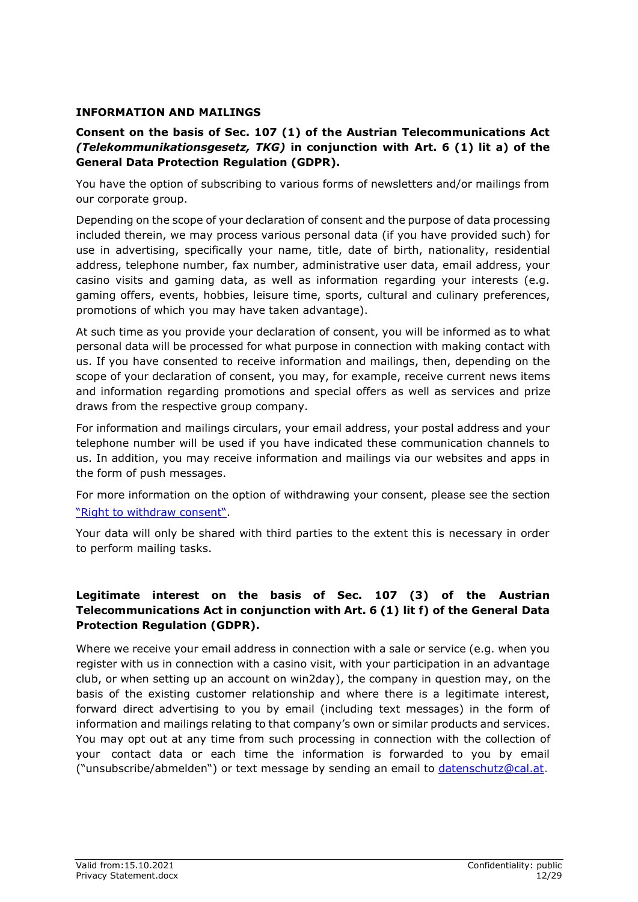## INFORMATION AND MAILINGS

### Consent on the basis of Sec. 107 (1) of the Austrian Telecommunications Act *(Telekommunikationsgesetz, TKG)* in conjunction with Art. 6 (1) lit a) of the General Data Protection Regulation (GDPR).

You have the option of subscribing to various forms of newsletters and/or mailings from our corporate group.

Depending on the scope of your declaration of consent and the purpose of data processing included therein, we may process various personal data (if you have provided such) for use in advertising, specifically your name, title, date of birth, nationality, residential address, telephone number, fax number, administrative user data, email address, your casino visits and gaming data, as well as information regarding your interests (e.g. gaming offers, events, hobbies, leisure time, sports, cultural and culinary preferences, promotions of which you may have taken advantage).

At such time as you provide your declaration of consent, you will be informed as to what personal data will be processed for what purpose in connection with making contact with us. If you have consented to receive information and mailings, then, depending on the scope of your declaration of consent, you may, for example, receive current news items and information regarding promotions and special offers as well as services and prize draws from the respective group company.

For information and mailings circulars, your email address, your postal address and your telephone number will be used if you have indicated these communication channels to us. In addition, you may receive information and mailings via our websites and apps in the form of push messages.

For more information on the option of withdrawing your consent, please see the section "Right to withdraw consent".

Your data will only be shared with third parties to the extent this is necessary in order to perform mailing tasks.

### Legitimate interest on the basis of Sec. 107 (3) of the Austrian Telecommunications Act in conjunction with Art. 6 (1) lit f) of the General Data Protection Regulation (GDPR).

Where we receive your email address in connection with a sale or service (e.g. when you register with us in connection with a casino visit, with your participation in an advantage club, or when setting up an account on win2day), the company in question may, on the basis of the existing customer relationship and where there is a legitimate interest, forward direct advertising to you by email (including text messages) in the form of information and mailings relating to that company's own or similar products and services. You may opt out at any time from such processing in connection with the collection of your contact data or each time the information is forwarded to you by email ("unsubscribe/abmelden") or text message by sending an email to datenschutz@cal.at.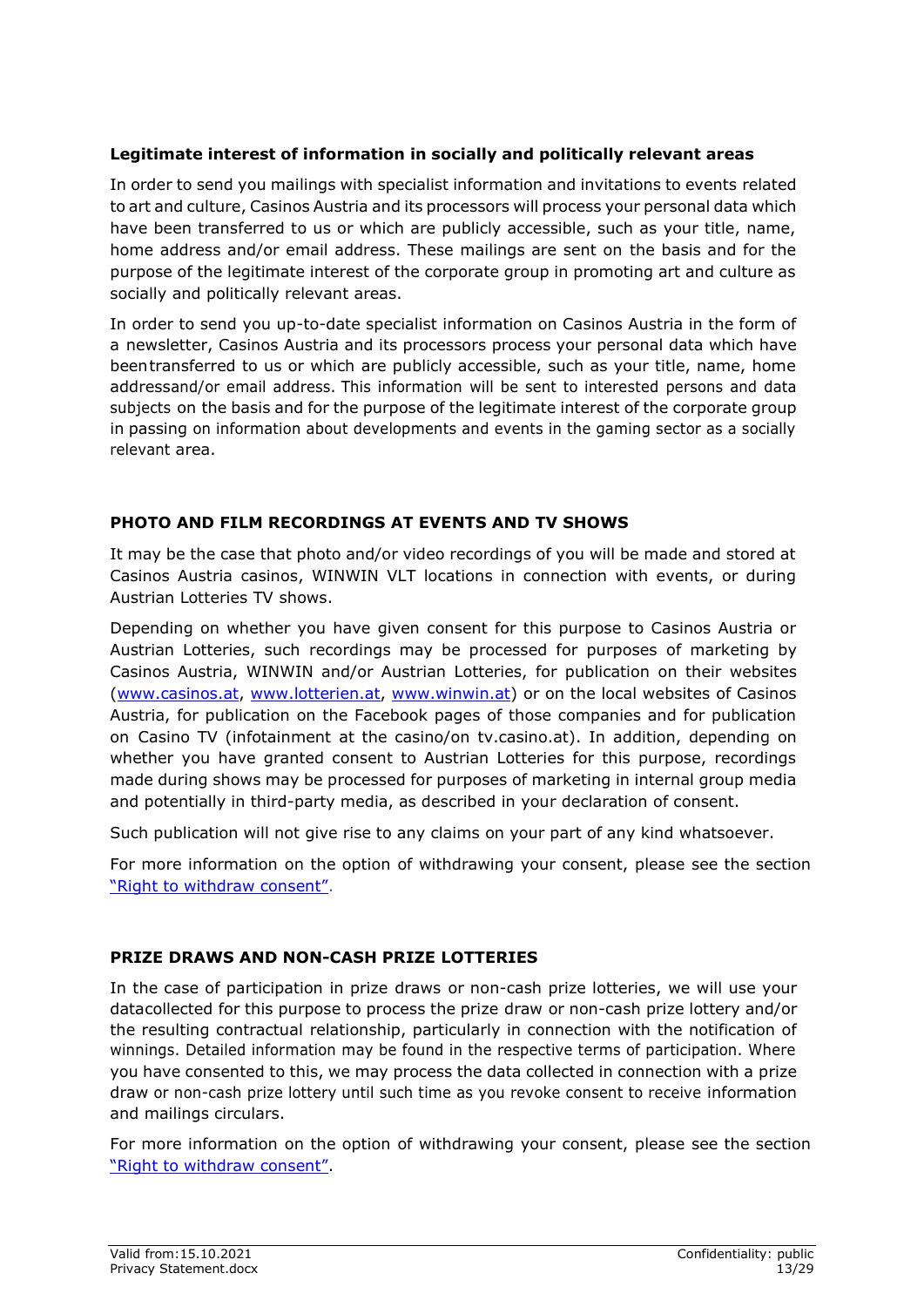### Legitimate interest of information in socially and politically relevant areas

In order to send you mailings with specialist information and invitations to events related to art and culture, Casinos Austria and its processors will process your personal data which have been transferred to us or which are publicly accessible, such as your title, name, home address and/or email address. These mailings are sent on the basis and for the purpose of the legitimate interest of the corporate group in promoting art and culture as socially and politically relevant areas.

In order to send you up-to-date specialist information on Casinos Austria in the form of a newsletter, Casinos Austria and its processors process your personal data which have beentransferred to us or which are publicly accessible, such as your title, name, home addressand/or email address. This information will be sent to interested persons and data subjects on the basis and for the purpose of the legitimate interest of the corporate group in passing on information about developments and events in the gaming sector as a socially relevant area.

## PHOTO AND FILM RECORDINGS AT EVENTS AND TV SHOWS

It may be the case that photo and/or video recordings of you will be made and stored at Casinos Austria casinos, WINWIN VLT locations in connection with events, or during Austrian Lotteries TV shows.

Depending on whether you have given consent for this purpose to Casinos Austria or Austrian Lotteries, such recordings may be processed for purposes of marketing by Casinos Austria, WINWIN and/or Austrian Lotteries, for publication on their websites ([www.casinos.at](www.casinos.at), [www.lotterien.at](www.lotterien.at), [www.winwin.at](www.winwin.at)) or on the local websites of Casinos Austria, for publication on the Facebook pages of those companies and for publication on Casino TV (infotainment at the casino/on tv.casino.at). In addition, depending on whether you have granted consent to Austrian Lotteries for this purpose, recordings made during shows may be processed for purposes of marketing in internal group media and potentially in third-party media, as described in your declaration of consent.

Such publication will not give rise to any claims on your part of any kind whatsoever.

For more information on the option of withdrawing your consent, please see the section "Right to withdraw consent".

## PRIZE DRAWS AND NON-CASH PRIZE LOTTERIES

In the case of participation in prize draws or non-cash prize lotteries, we will use your datacollected for this purpose to process the prize draw or non-cash prize lottery and/or the resulting contractual relationship, particularly in connection with the notification of winnings. Detailed information may be found in the respective terms of participation. Where you have consented to this, we may process the data collected in connection with a prize draw or non-cash prize lottery until such time as you revoke consent to receive information and mailings circulars.

For more information on the option of withdrawing your consent, please see the section "Right to withdraw consent".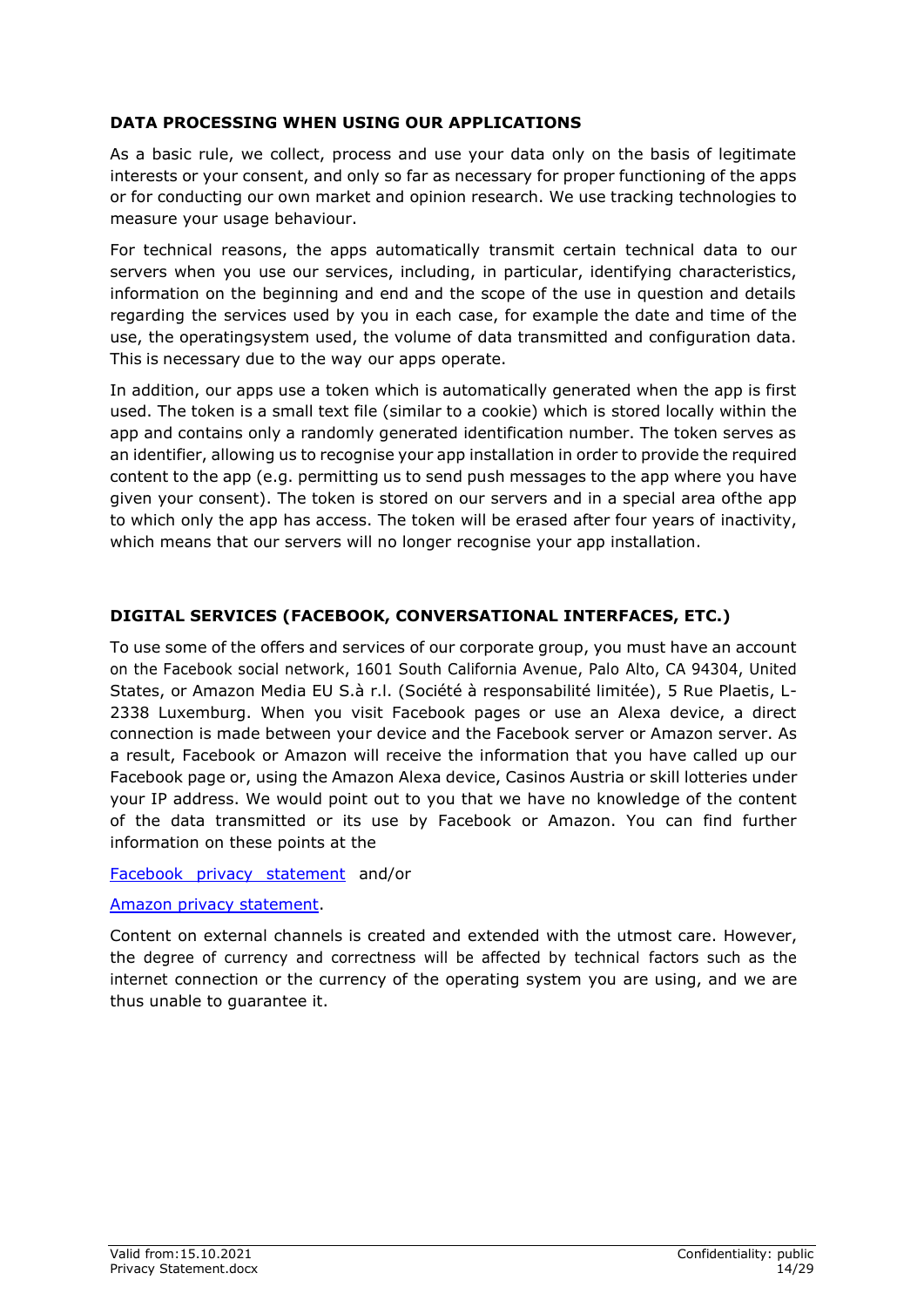## DATA PROCESSING WHEN USING OUR APPLICATIONS

As a basic rule, we collect, process and use your data only on the basis of legitimate interests or your consent, and only so far as necessary for proper functioning of the apps or for conducting our own market and opinion research. We use tracking technologies to measure your usage behaviour.

For technical reasons, the apps automatically transmit certain technical data to our servers when you use our services, including, in particular, identifying characteristics, information on the beginning and end and the scope of the use in question and details regarding the services used by you in each case, for example the date and time of the use, the operatingsystem used, the volume of data transmitted and configuration data. This is necessary due to the way our apps operate.

In addition, our apps use a token which is automatically generated when the app is first used. The token is a small text file (similar to a cookie) which is stored locally within the app and contains only a randomly generated identification number. The token serves as an identifier, allowing us to recognise your app installation in order to provide the required content to the app (e.g. permitting us to send push messages to the app where you have given your consent). The token is stored on our servers and in a special area ofthe app to which only the app has access. The token will be erased after four years of inactivity, which means that our servers will no longer recognise your app installation.

## DIGITAL SERVICES (FACEBOOK, CONVERSATIONAL INTERFACES, ETC.)

To use some of the offers and services of our corporate group, you must have an account on the Facebook social network, 1601 South California Avenue, Palo Alto, CA 94304, United States, or Amazon Media EU S.à r.l. (Société à responsabilité limitée), 5 Rue Plaetis, L-2338 Luxemburg. When you visit Facebook pages or use an Alexa device, a direct connection is made between your device and the Facebook server or Amazon server. As a result, Facebook or Amazon will receive the information that you have called up our Facebook page or, using the Amazon Alexa device, Casinos Austria or skill lotteries under your IP address. We would point out to you that we have no knowledge of the content of the data transmitted or its use by Facebook or Amazon. You can find further information on these points at the

Facebook privacy statement and/or

Amazon privacy statement.

Content on external channels is created and extended with the utmost care. However, the degree of currency and correctness will be affected by technical factors such as the internet connection or the currency of the operating system you are using, and we are thus unable to guarantee it.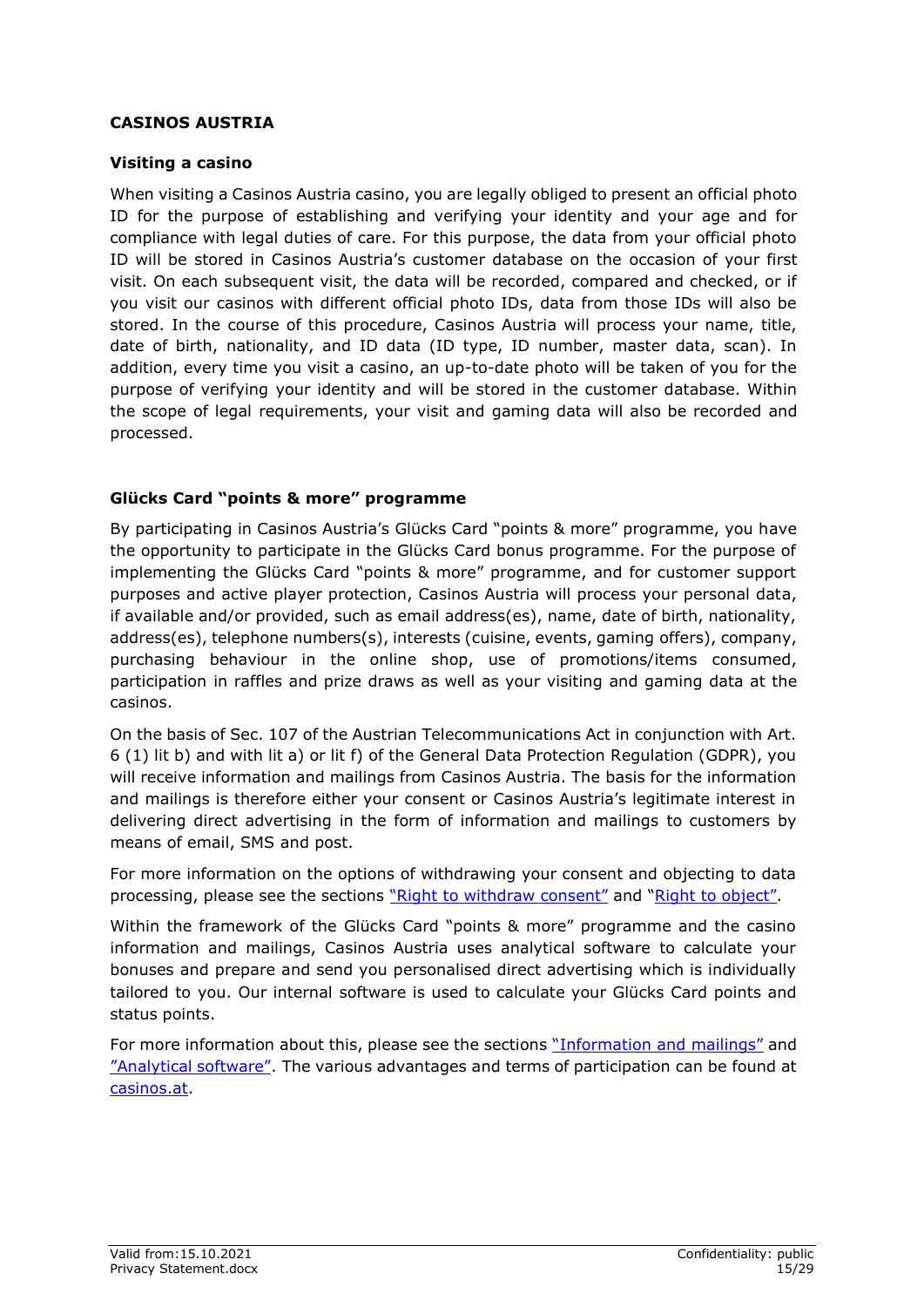## CASINOS AUSTRIA

### Visiting a casino

When visiting a Casinos Austria casino, you are legally obliged to present an official photo ID for the purpose of establishing and verifying your identity and your age and for compliance with legal duties of care. For this purpose, the data from your official photo ID will be stored in Casinos Austria's customer database on the occasion of your first visit. On each subsequent visit, the data will be recorded, compared and checked, or if you visit our casinos with different official photo IDs, data from those IDs will also be stored. In the course of this procedure, Casinos Austria will process your name, title, date of birth, nationality, and ID data (ID type, ID number, master data, scan). In addition, every time you visit a casino, an up-to-date photo will be taken of you for the purpose of verifying your identity and will be stored in the customer database. Within the scope of legal requirements, your visit and gaming data will also be recorded and processed.

### Glücks Card "points & more" programme

By participating in Casinos Austria's Glücks Card "points & more" programme, you have the opportunity to participate in the Glücks Card bonus programme. For the purpose of implementing the Glücks Card "points & more" programme, and for customer support purposes and active player protection, Casinos Austria will process your personal data, if available and/or provided, such as email address(es), name, date of birth, nationality, address(es), telephone numbers(s), interests (cuisine, events, gaming offers), company, purchasing behaviour in the online shop, use of promotions/items consumed, participation in raffles and prize draws as well as your visiting and gaming data at the casinos.

On the basis of Sec. 107 of the Austrian Telecommunications Act in conjunction with Art. 6 (1) lit b) and with lit a) or lit f) of the General Data Protection Regulation (GDPR), you will receive information and mailings from Casinos Austria. The basis for the information and mailings is therefore either your consent or Casinos Austria's legitimate interest in delivering direct advertising in the form of information and mailings to customers by means of email, SMS and post.

For more information on the options of withdrawing your consent and objecting to data processing, please see the sections "Right to withdraw consent" and "Right to object".

Within the framework of the Glücks Card "points & more" programme and the casino information and mailings, Casinos Austria uses analytical software to calculate your bonuses and prepare and send you personalised direct advertising which is individually tailored to you. Our internal software is used to calculate your Glücks Card points and status points.

For more information about this, please see the sections "Information and mailings" and "Analytical software". The various advantages and terms of participation can be found at casinos.at.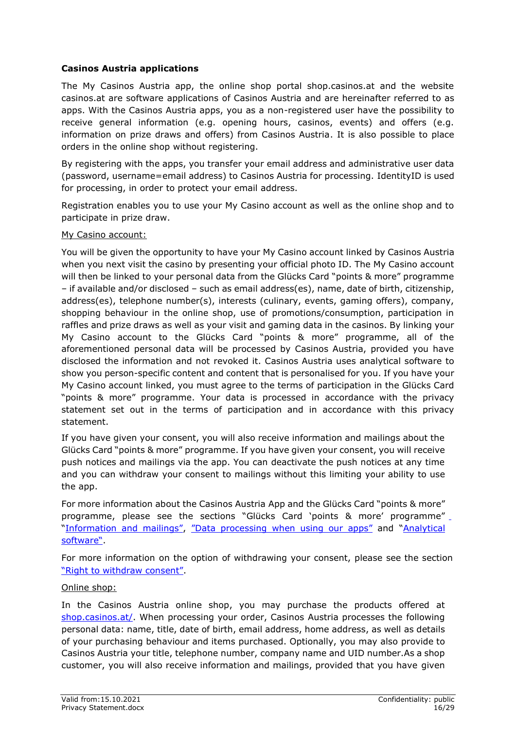**Casinos Austria applications**

The My Casinos Austria app, the online shop portal shop.casinos.at and the website casinos.at are software applications of Casinos Austria and are hereinafter referred to as apps. With the Casinos Austria apps, you as a non-registered user have the possibility to receive general information (e.g. opening hours, casinos, events) and offers (e.g. information on prize draws and offers) from Casinos Austria. It is also possible to place orders in the online shop without registering.

By registering with the apps, you transfer your email address and administrative user data (password, username=email address) to Casinos Austria for processing. IdentityID is used for processing, in order to protect your email address.

Registration enables you to use your My Casino account as well as the online shop and to participate in prize draw.

<u>My Casino account:</u>

You will be given the opportunity to have your My Casino account linked by Casinos Austria when you next visit the casino by presenting your official photo ID. The My Casino account will then be linked to your personal data from the Glücks Card "points & more" programme – if available and/or disclosed – such as email address(es), name, date of birth, citizenship, address(es), telephone number(s), interests (culinary, events, gaming offers), company, shopping behaviour in the online shop, use of promotions/consumption, participation in raffles and prize draws as well as your visit and gaming data in the casinos. By linking your My Casino account to the Glücks Card "points & more" programme, all of the aforementioned personal data will be processed by Casinos Austria, provided you have disclosed the information and not revoked it. Casinos Austria uses analytical software to show you person-specific content and content that is personalised for you. If you have your My Casino account linked, you must agree to the terms of participation in the Glücks Card "points & more" programme. Your data is processed in accordance with the privacy statement set out in the terms of participation and in accordance with this privacy statement.

If you have given your consent, you will also receive information and mailings about the Glücks Card "points & more" programme. If you have given your consent, you will receive push notices and mailings via the app. You can deactivate the push notices at any time and you can withdraw your consent to mailings without this limiting your ability to use the app.

For more information about the Casinos Austria App and the Glücks Card "points & more" programme, please see the sections "Glücks Card 'points & more' programme" "Information and mailings", "Data processing when using our apps" and "Analytical software".

For more information on the option of withdrawing your consent, please see the section "Right to withdraw consent".

<u>Online shop:</u>

In the Casinos Austria online shop, you may purchase the products offered at shop.casinos.at/. When processing your order, Casinos Austria processes the following personal data: name, title, date of birth, email address, home address, as well as details of your purchasing behaviour and items purchased. Optionally, you may also provide to Casinos Austria your title, telephone number, company name and UID number.As a shop customer, you will also receive information and mailings, provided that you have given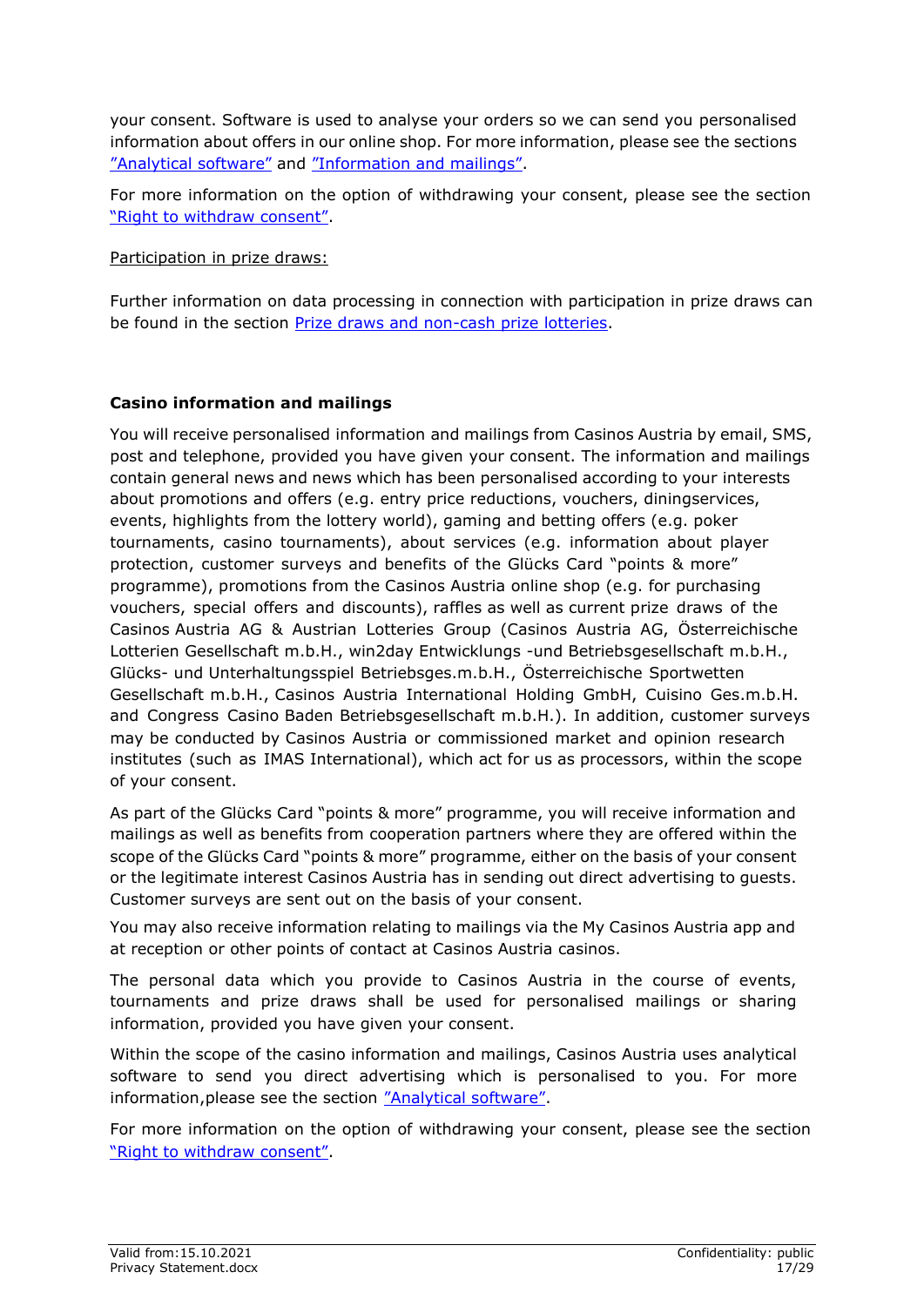your consent. Software is used to analyse your orders so we can send you personalised information about offers in our online shop. For more information, please see the sections "Analytical software" and "Information and mailings".

For more information on the option of withdrawing your consent, please see the section "Right to withdraw consent".

Participation in prize draws:

Further information on data processing in connection with participation in prize draws can be found in the section Prize draws and non-cash prize lotteries.

**Casino information and mailings**

You will receive personalised information and mailings from Casinos Austria by email, SMS, post and telephone, provided you have given your consent. The information and mailings contain general news and news which has been personalised according to your interests about promotions and offers (e.g. entry price reductions, vouchers, diningservices, events, highlights from the lottery world), gaming and betting offers (e.g. poker tournaments, casino tournaments), about services (e.g. information about player protection, customer surveys and benefits of the Glücks Card "points & more" programme), promotions from the Casinos Austria online shop (e.g. for purchasing vouchers, special offers and discounts), raffles as well as current prize draws of the Casinos Austria AG & Austrian Lotteries Group (Casinos Austria AG, Österreichische Lotterien Gesellschaft m.b.H., win2day Entwicklungs -und Betriebsgesellschaft m.b.H., Glücks- und Unterhaltungsspiel Betriebsges.m.b.H., Österreichische Sportwetten Gesellschaft m.b.H., Casinos Austria International Holding GmbH, Cuisino Ges.m.b.H. and Congress Casino Baden Betriebsgesellschaft m.b.H.). In addition, customer surveys may be conducted by Casinos Austria or commissioned market and opinion research institutes (such as IMAS International), which act for us as processors, within the scope of your consent.

As part of the Glücks Card "points & more" programme, you will receive information and mailings as well as benefits from cooperation partners where they are offered within the scope of the Glücks Card "points & more" programme, either on the basis of your consent or the legitimate interest Casinos Austria has in sending out direct advertising to guests. Customer surveys are sent out on the basis of your consent.

You may also receive information relating to mailings via the My Casinos Austria app and at reception or other points of contact at Casinos Austria casinos.

The personal data which you provide to Casinos Austria in the course of events, tournaments and prize draws shall be used for personalised mailings or sharing information, provided you have given your consent.

Within the scope of the casino information and mailings, Casinos Austria uses analytical software to send you direct advertising which is personalised to you. For more information,please see the section "Analytical software".

For more information on the option of withdrawing your consent, please see the section "Right to withdraw consent".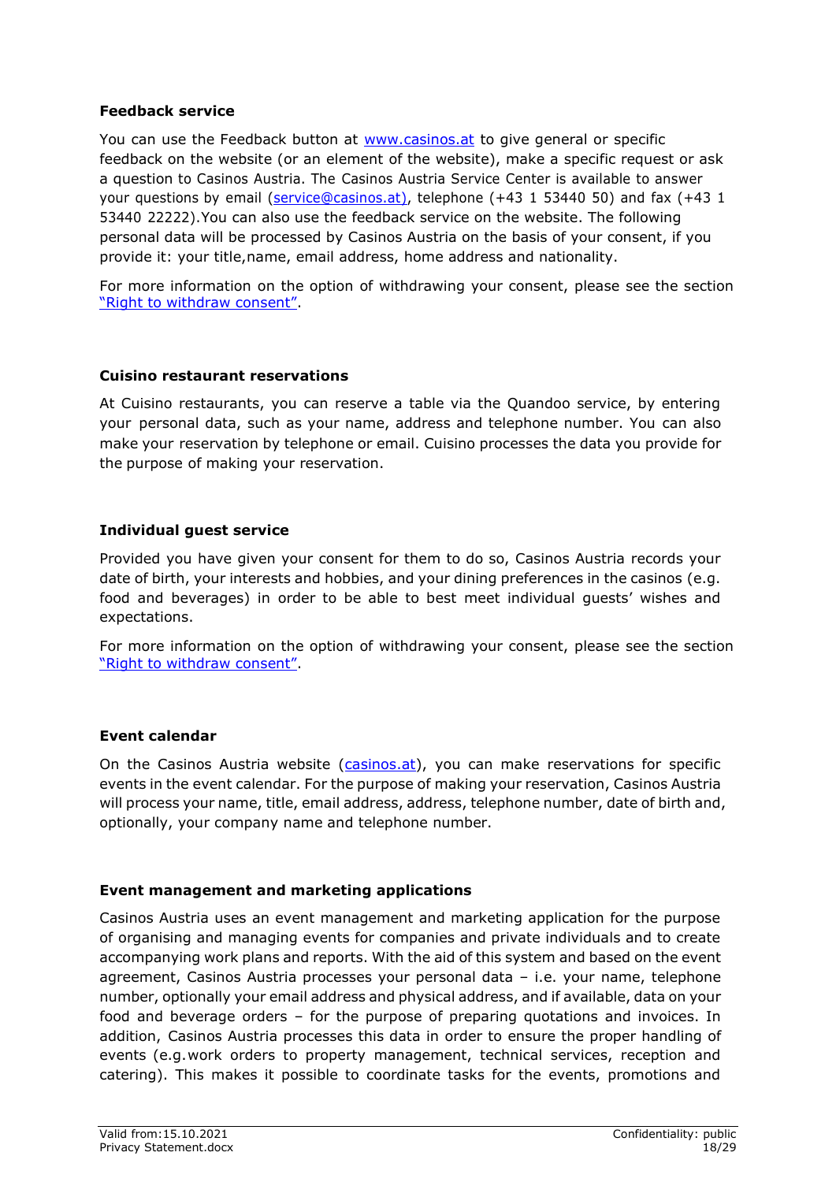**Feedback service**

You can use the Feedback button at [www.casinos.at](www.casinos.at) to give general or specific feedback on the website (or an element of the website), make a specific request or ask a question to Casinos Austria. The Casinos Austria Service Center is available to answer your questions by email ([service@casinos.at](mailto:service@casinos.at)), telephone (+43 1 53440 50) and fax (+43 1 53440 22222).You can also use the feedback service on the website. The following personal data will be processed by Casinos Austria on the basis of your consent, if you provide it: your title,name, email address, home address and nationality.

For more information on the option of withdrawing your consent, please see the section ["Right to withdraw consent"](#).

**Cuisino restaurant reservations**

At Cuisino restaurants, you can reserve a table via the Quandoo service, by entering your personal data, such as your name, address and telephone number. You can also make your reservation by telephone or email. Cuisino processes the data you provide for the purpose of making your reservation.

**Individual guest service**

Provided you have given your consent for them to do so, Casinos Austria records your date of birth, your interests and hobbies, and your dining preferences in the casinos (e.g. food and beverages) in order to be able to best meet individual guests' wishes and expectations.

For more information on the option of withdrawing your consent, please see the section ["Right to withdraw consent"](#).

**Event calendar**

On the Casinos Austria website ([casinos.at](casinos.at)), you can make reservations for specific events in the event calendar. For the purpose of making your reservation, Casinos Austria will process your name, title, email address, address, telephone number, date of birth and, optionally, your company name and telephone number.

**Event management and marketing applications**

Casinos Austria uses an event management and marketing application for the purpose of organising and managing events for companies and private individuals and to create accompanying work plans and reports. With the aid of this system and based on the event agreement, Casinos Austria processes your personal data – i.e. your name, telephone number, optionally your email address and physical address, and if available, data on your food and beverage orders – for the purpose of preparing quotations and invoices. In addition, Casinos Austria processes this data in order to ensure the proper handling of events (e.g.work orders to property management, technical services, reception and catering). This makes it possible to coordinate tasks for the events, promotions and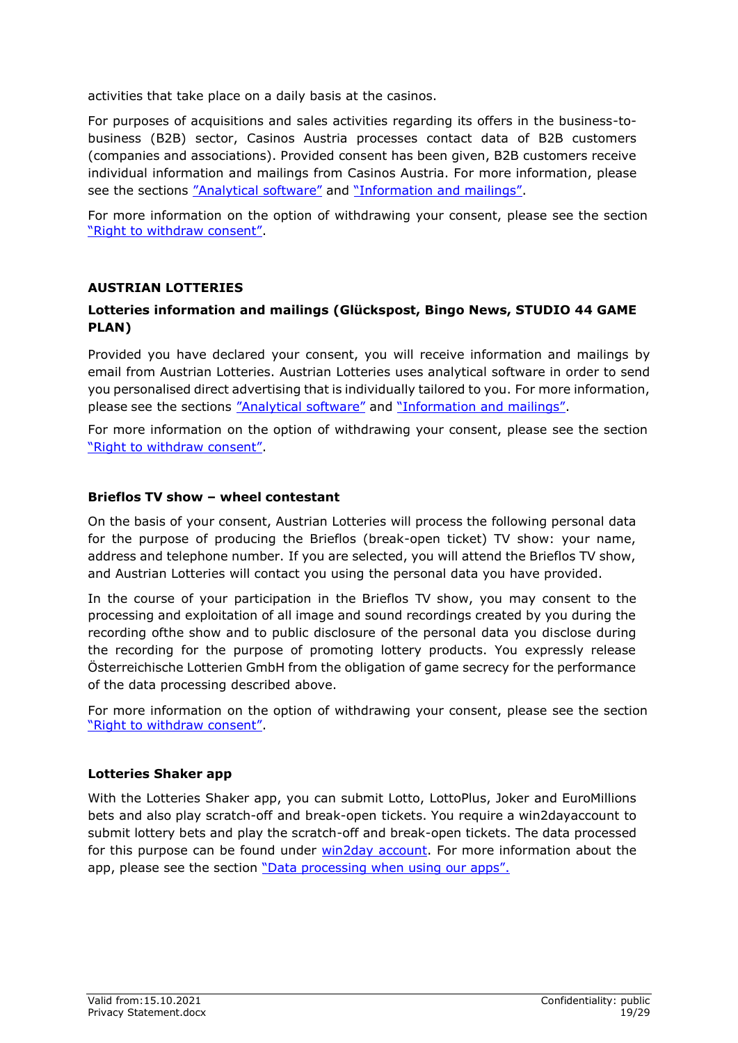activities that take place on a daily basis at the casinos.

For purposes of acquisitions and sales activities regarding its offers in the business-to-business (B2B) sector, Casinos Austria processes contact data of B2B customers (companies and associations). Provided consent has been given, B2B customers receive individual information and mailings from Casinos Austria. For more information, please see the sections "Analytical software" and "Information and mailings".

For more information on the option of withdrawing your consent, please see the section "Right to withdraw consent".

## AUSTRIAN LOTTERIES

### Lotteries information and mailings (Glückspost, Bingo News, STUDIO 44 GAME PLAN)

Provided you have declared your consent, you will receive information and mailings by email from Austrian Lotteries. Austrian Lotteries uses analytical software in order to send you personalised direct advertising that is individually tailored to you. For more information, please see the sections "Analytical software" and "Information and mailings".

For more information on the option of withdrawing your consent, please see the section "Right to withdraw consent".

### Brieflos TV show – wheel contestant

On the basis of your consent, Austrian Lotteries will process the following personal data for the purpose of producing the Brieflos (break-open ticket) TV show: your name, address and telephone number. If you are selected, you will attend the Brieflos TV show, and Austrian Lotteries will contact you using the personal data you have provided.

In the course of your participation in the Brieflos TV show, you may consent to the processing and exploitation of all image and sound recordings created by you during the recording ofthe show and to public disclosure of the personal data you disclose during the recording for the purpose of promoting lottery products. You expressly release Österreichische Lotterien GmbH from the obligation of game secrecy for the performance of the data processing described above.

For more information on the option of withdrawing your consent, please see the section "Right to withdraw consent".

### Lotteries Shaker app

With the Lotteries Shaker app, you can submit Lotto, LottoPlus, Joker and EuroMillions bets and also play scratch-off and break-open tickets. You require a win2dayaccount to submit lottery bets and play the scratch-off and break-open tickets. The data processed for this purpose can be found under win2day account. For more information about the app, please see the section "Data processing when using our apps".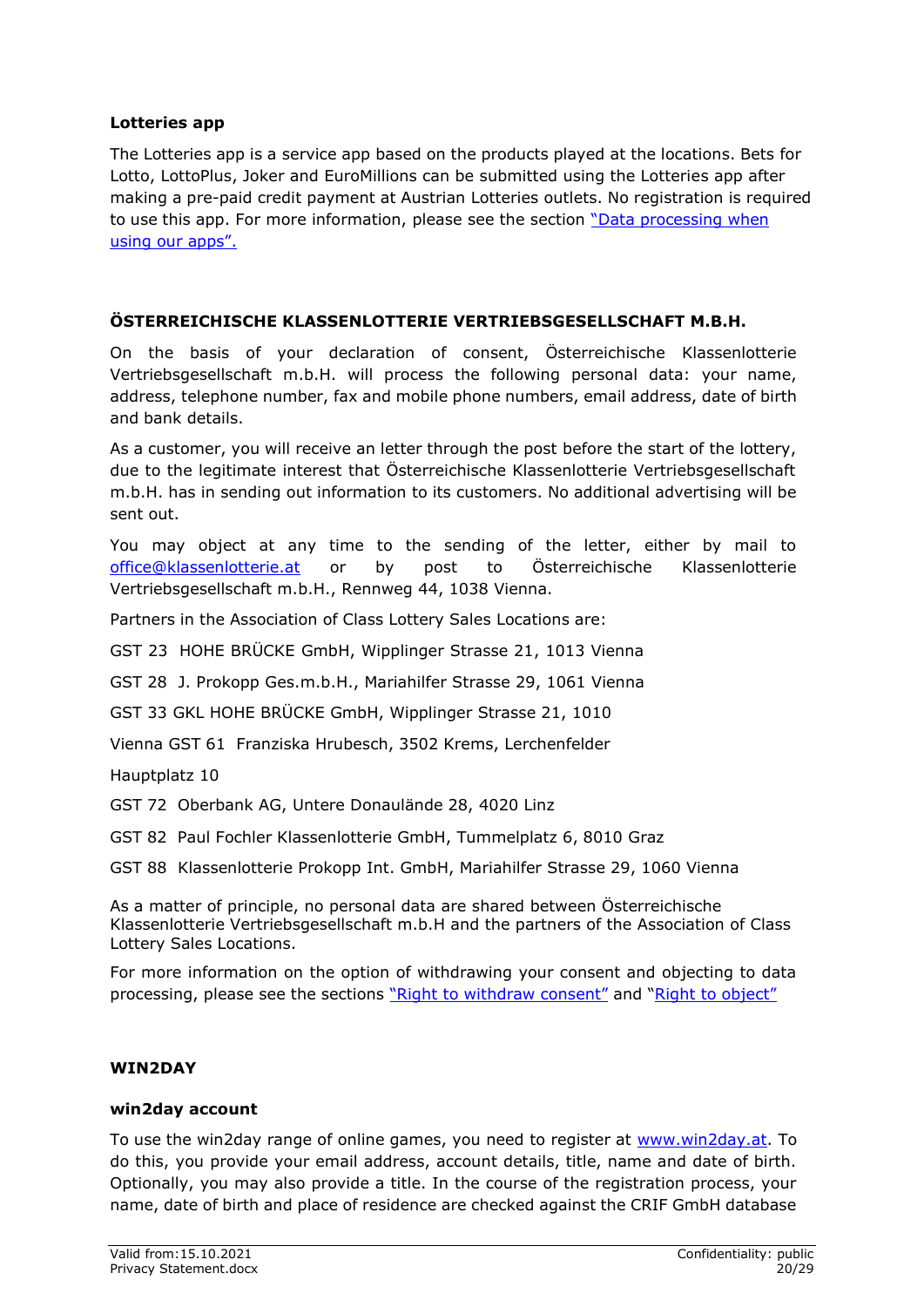**Lotteries app**

The Lotteries app is a service app based on the products played at the locations. Bets for Lotto, LottoPlus, Joker and EuroMillions can be submitted using the Lotteries app after making a pre-paid credit payment at Austrian Lotteries outlets. No registration is required to use this app. For more information, please see the section "Data processing when using our apps".

**ÖSTERREICHISCHE KLASSENLOTTERIE VERTRIEBSGESELLSCHAFT M.B.H.**

On the basis of your declaration of consent, Österreichische Klassenlotterie Vertriebsgesellschaft m.b.H. will process the following personal data: your name, address, telephone number, fax and mobile phone numbers, email address, date of birth and bank details.

As a customer, you will receive an letter through the post before the start of the lottery, due to the legitimate interest that Österreichische Klassenlotterie Vertriebsgesellschaft m.b.H. has in sending out information to its customers. No additional advertising will be sent out.

You may object at any time to the sending of the letter, either by mail to office@klassenlotterie.at or by post to Österreichische Klassenlotterie Vertriebsgesellschaft m.b.H., Rennweg 44, 1038 Vienna.

Partners in the Association of Class Lottery Sales Locations are:

GST 23 HOHE BRÜCKE GmbH, Wipplinger Strasse 21, 1013 Vienna

GST 28 J. Prokopp Ges.m.b.H., Mariahilfer Strasse 29, 1061 Vienna

GST 33 GKL HOHE BRÜCKE GmbH, Wipplinger Strasse 21, 1010

Vienna GST 61 Franziska Hrubesch, 3502 Krems, Lerchenfelder

Hauptplatz 10

GST 72 Oberbank AG, Untere Donaulände 28, 4020 Linz

GST 82 Paul Fochler Klassenlotterie GmbH, Tummelplatz 6, 8010 Graz

GST 88 Klassenlotterie Prokopp Int. GmbH, Mariahilfer Strasse 29, 1060 Vienna

As a matter of principle, no personal data are shared between Österreichische Klassenlotterie Vertriebsgesellschaft m.b.H and the partners of the Association of Class Lottery Sales Locations.

For more information on the option of withdrawing your consent and objecting to data processing, please see the sections "Right to withdraw consent" and "Right to object"

**WIN2DAY**

**win2day account**

To use the win2day range of online games, you need to register at www.win2day.at. To do this, you provide your email address, account details, title, name and date of birth. Optionally, you may also provide a title. In the course of the registration process, your name, date of birth and place of residence are checked against the CRIF GmbH database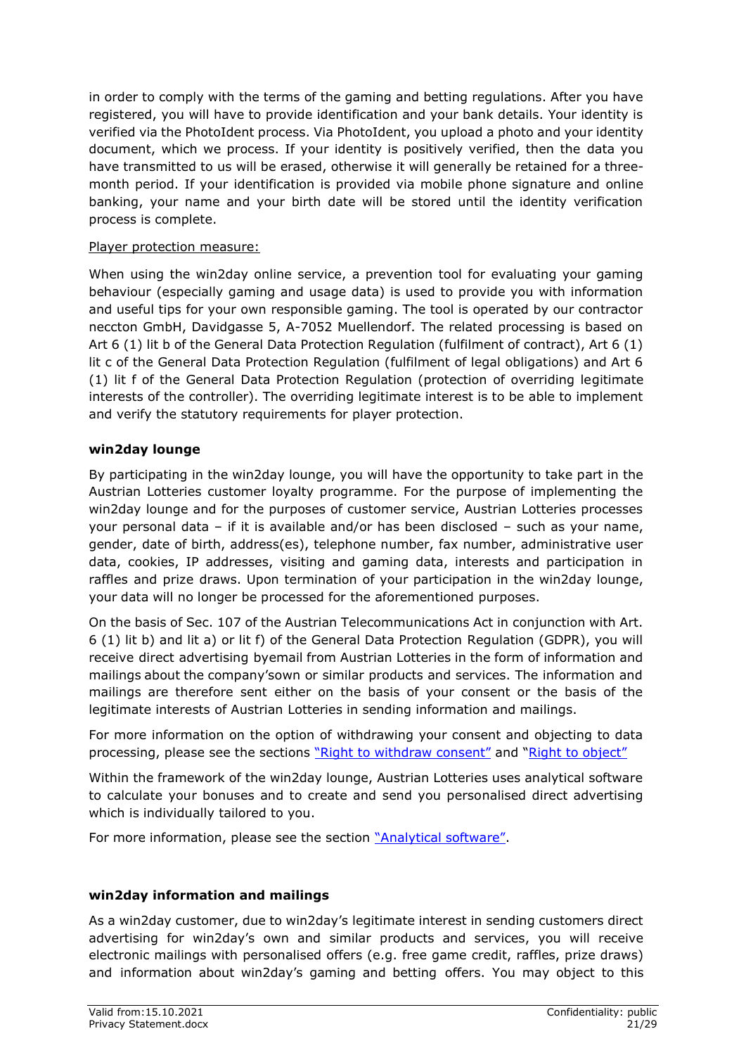in order to comply with the terms of the gaming and betting regulations. After you have registered, you will have to provide identification and your bank details. Your identity is verified via the PhotoIdent process. Via PhotoIdent, you upload a photo and your identity document, which we process. If your identity is positively verified, then the data you have transmitted to us will be erased, otherwise it will generally be retained for a three-month period. If your identification is provided via mobile phone signature and online banking, your name and your birth date will be stored until the identity verification process is complete.

Player protection measure:

When using the win2day online service, a prevention tool for evaluating your gaming behaviour (especially gaming and usage data) is used to provide you with information and useful tips for your own responsible gaming. The tool is operated by our contractor neccton GmbH, Davidgasse 5, A-7052 Muellendorf. The related processing is based on Art 6 (1) lit b of the General Data Protection Regulation (fulfilment of contract), Art 6 (1) lit c of the General Data Protection Regulation (fulfilment of legal obligations) and Art 6 (1) lit f of the General Data Protection Regulation (protection of overriding legitimate interests of the controller). The overriding legitimate interest is to be able to implement and verify the statutory requirements for player protection.

**win2day lounge**

By participating in the win2day lounge, you will have the opportunity to take part in the Austrian Lotteries customer loyalty programme. For the purpose of implementing the win2day lounge and for the purposes of customer service, Austrian Lotteries processes your personal data – if it is available and/or has been disclosed – such as your name, gender, date of birth, address(es), telephone number, fax number, administrative user data, cookies, IP addresses, visiting and gaming data, interests and participation in raffles and prize draws. Upon termination of your participation in the win2day lounge, your data will no longer be processed for the aforementioned purposes.

On the basis of Sec. 107 of the Austrian Telecommunications Act in conjunction with Art. 6 (1) lit b) and lit a) or lit f) of the General Data Protection Regulation (GDPR), you will receive direct advertising byemail from Austrian Lotteries in the form of information and mailings about the company'sown or similar products and services. The information and mailings are therefore sent either on the basis of your consent or the basis of the legitimate interests of Austrian Lotteries in sending information and mailings.

For more information on the option of withdrawing your consent and objecting to data processing, please see the sections "Right to withdraw consent" and "Right to object"

Within the framework of the win2day lounge, Austrian Lotteries uses analytical software to calculate your bonuses and to create and send you personalised direct advertising which is individually tailored to you.

For more information, please see the section "Analytical software".

**win2day information and mailings**

As a win2day customer, due to win2day's legitimate interest in sending customers direct advertising for win2day's own and similar products and services, you will receive electronic mailings with personalised offers (e.g. free game credit, raffles, prize draws) and information about win2day's gaming and betting offers. You may object to this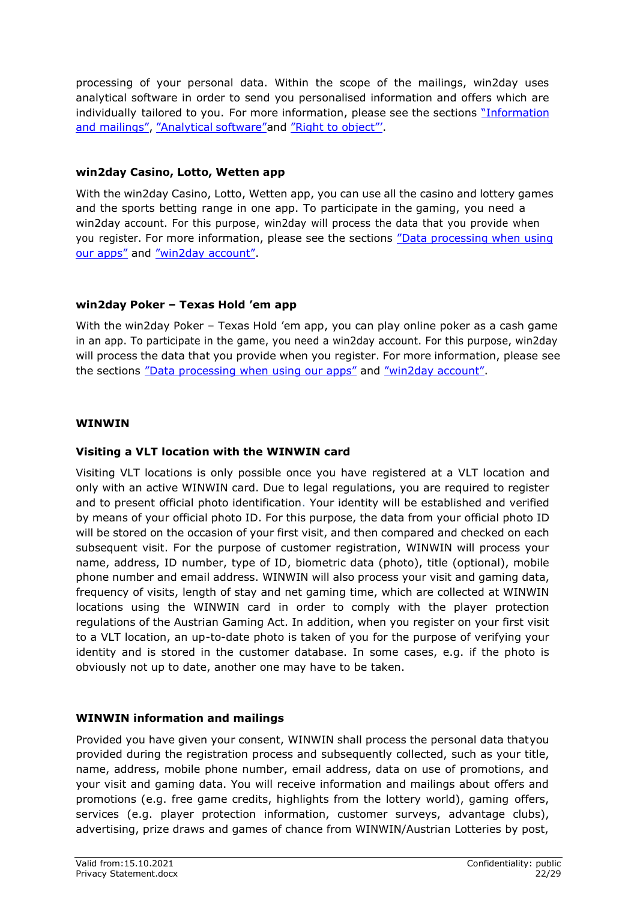processing of your personal data. Within the scope of the mailings, win2day uses analytical software in order to send you personalised information and offers which are individually tailored to you. For more information, please see the sections "Information and mailings", "Analytical software" and "Right to object".

### win2day Casino, Lotto, Wetten app

With the win2day Casino, Lotto, Wetten app, you can use all the casino and lottery games and the sports betting range in one app. To participate in the gaming, you need a win2day account. For this purpose, win2day will process the data that you provide when you register. For more information, please see the sections "Data processing when using our apps" and "win2day account".

### win2day Poker – Texas Hold 'em app

With the win2day Poker – Texas Hold 'em app, you can play online poker as a cash game in an app. To participate in the game, you need a win2day account. For this purpose, win2day will process the data that you provide when you register. For more information, please see the sections "Data processing when using our apps" and "win2day account".

## WINWIN

### Visiting a VLT location with the WINWIN card

Visiting VLT locations is only possible once you have registered at a VLT location and only with an active WINWIN card. Due to legal regulations, you are required to register and to present official photo identification. Your identity will be established and verified by means of your official photo ID. For this purpose, the data from your official photo ID will be stored on the occasion of your first visit, and then compared and checked on each subsequent visit. For the purpose of customer registration, WINWIN will process your name, address, ID number, type of ID, biometric data (photo), title (optional), mobile phone number and email address. WINWIN will also process your visit and gaming data, frequency of visits, length of stay and net gaming time, which are collected at WINWIN locations using the WINWIN card in order to comply with the player protection regulations of the Austrian Gaming Act. In addition, when you register on your first visit to a VLT location, an up-to-date photo is taken of you for the purpose of verifying your identity and is stored in the customer database. In some cases, e.g. if the photo is obviously not up to date, another one may have to be taken.

### WINWIN information and mailings

Provided you have given your consent, WINWIN shall process the personal data that you provided during the registration process and subsequently collected, such as your title, name, address, mobile phone number, email address, data on use of promotions, and your visit and gaming data. You will receive information and mailings about offers and promotions (e.g. free game credits, highlights from the lottery world), gaming offers, services (e.g. player protection information, customer surveys, advantage clubs), advertising, prize draws and games of chance from WINWIN/Austrian Lotteries by post,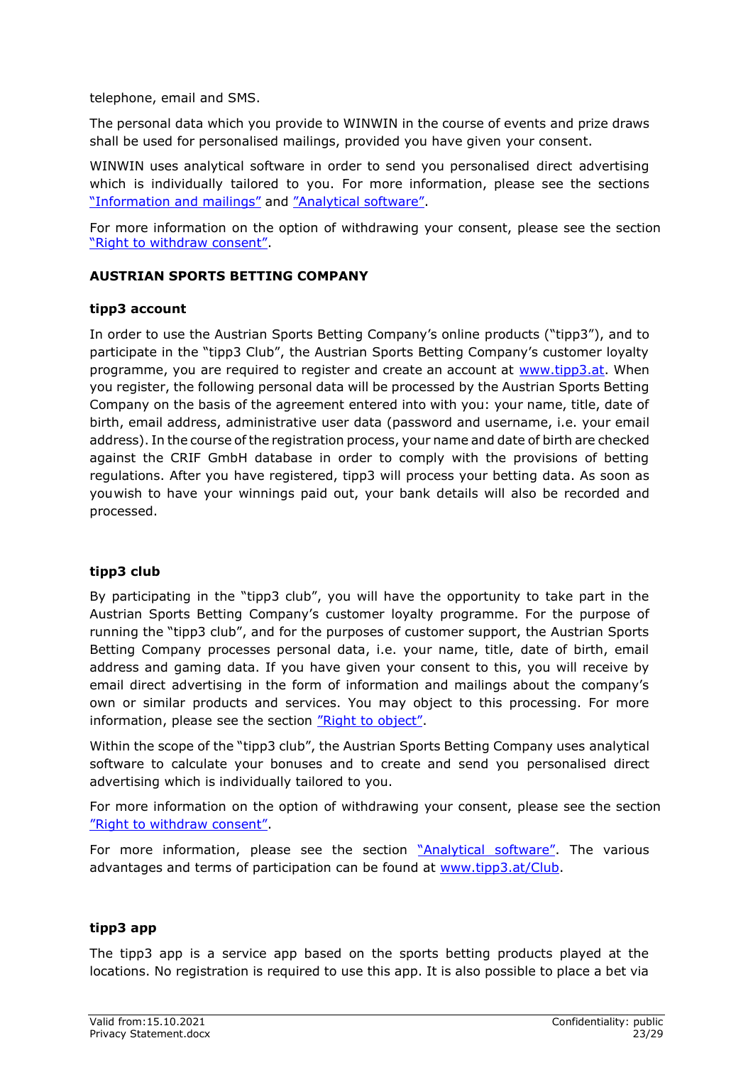telephone, email and SMS.

The personal data which you provide to WINWIN in the course of events and prize draws shall be used for personalised mailings, provided you have given your consent.

WINWIN uses analytical software in order to send you personalised direct advertising which is individually tailored to you. For more information, please see the sections "Information and mailings" and "Analytical software".

For more information on the option of withdrawing your consent, please see the section "Right to withdraw consent".

**AUSTRIAN SPORTS BETTING COMPANY**

**tipp3 account**

In order to use the Austrian Sports Betting Company's online products ("tipp3"), and to participate in the "tipp3 Club", the Austrian Sports Betting Company's customer loyalty programme, you are required to register and create an account at www.tipp3.at. When you register, the following personal data will be processed by the Austrian Sports Betting Company on the basis of the agreement entered into with you: your name, title, date of birth, email address, administrative user data (password and username, i.e. your email address). In the course of the registration process, your name and date of birth are checked against the CRIF GmbH database in order to comply with the provisions of betting regulations. After you have registered, tipp3 will process your betting data. As soon as youwish to have your winnings paid out, your bank details will also be recorded and processed.

**tipp3 club**

By participating in the "tipp3 club", you will have the opportunity to take part in the Austrian Sports Betting Company's customer loyalty programme. For the purpose of running the "tipp3 club", and for the purposes of customer support, the Austrian Sports Betting Company processes personal data, i.e. your name, title, date of birth, email address and gaming data. If you have given your consent to this, you will receive by email direct advertising in the form of information and mailings about the company's own or similar products and services. You may object to this processing. For more information, please see the section "Right to object".

Within the scope of the "tipp3 club", the Austrian Sports Betting Company uses analytical software to calculate your bonuses and to create and send you personalised direct advertising which is individually tailored to you.

For more information on the option of withdrawing your consent, please see the section "Right to withdraw consent".

For more information, please see the section "Analytical software". The various advantages and terms of participation can be found at www.tipp3.at/Club.

**tipp3 app**

The tipp3 app is a service app based on the sports betting products played at the locations. No registration is required to use this app. It is also possible to place a bet via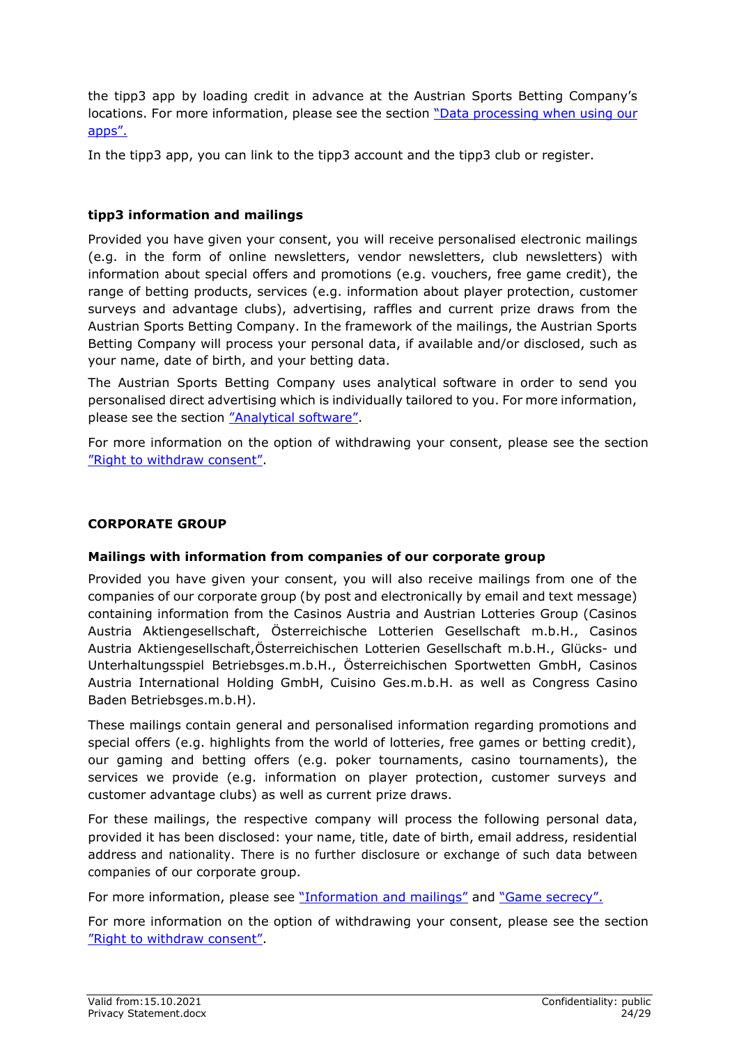the tipp3 app by loading credit in advance at the Austrian Sports Betting Company's locations. For more information, please see the section "Data processing when using our apps".

In the tipp3 app, you can link to the tipp3 account and the tipp3 club or register.

**tipp3 information and mailings**

Provided you have given your consent, you will receive personalised electronic mailings (e.g. in the form of online newsletters, vendor newsletters, club newsletters) with information about special offers and promotions (e.g. vouchers, free game credit), the range of betting products, services (e.g. information about player protection, customer surveys and advantage clubs), advertising, raffles and current prize draws from the Austrian Sports Betting Company. In the framework of the mailings, the Austrian Sports Betting Company will process your personal data, if available and/or disclosed, such as your name, date of birth, and your betting data.

The Austrian Sports Betting Company uses analytical software in order to send you personalised direct advertising which is individually tailored to you. For more information, please see the section "Analytical software".

For more information on the option of withdrawing your consent, please see the section "Right to withdraw consent".

## CORPORATE GROUP

**Mailings with information from companies of our corporate group**

Provided you have given your consent, you will also receive mailings from one of the companies of our corporate group (by post and electronically by email and text message) containing information from the Casinos Austria and Austrian Lotteries Group (Casinos Austria Aktiengesellschaft, Österreichische Lotterien Gesellschaft m.b.H., Casinos Austria Aktiengesellschaft,Österreichischen Lotterien Gesellschaft m.b.H., Glücks- und Unterhaltungsspiel Betriebsges.m.b.H., Österreichischen Sportwetten GmbH, Casinos Austria International Holding GmbH, Cuisino Ges.m.b.H. as well as Congress Casino Baden Betriebsges.m.b.H).

These mailings contain general and personalised information regarding promotions and special offers (e.g. highlights from the world of lotteries, free games or betting credit), our gaming and betting offers (e.g. poker tournaments, casino tournaments), the services we provide (e.g. information on player protection, customer surveys and customer advantage clubs) as well as current prize draws.

For these mailings, the respective company will process the following personal data, provided it has been disclosed: your name, title, date of birth, email address, residential address and nationality. There is no further disclosure or exchange of such data between companies of our corporate group.

For more information, please see "Information and mailings" and "Game secrecy".

For more information on the option of withdrawing your consent, please see the section "Right to withdraw consent".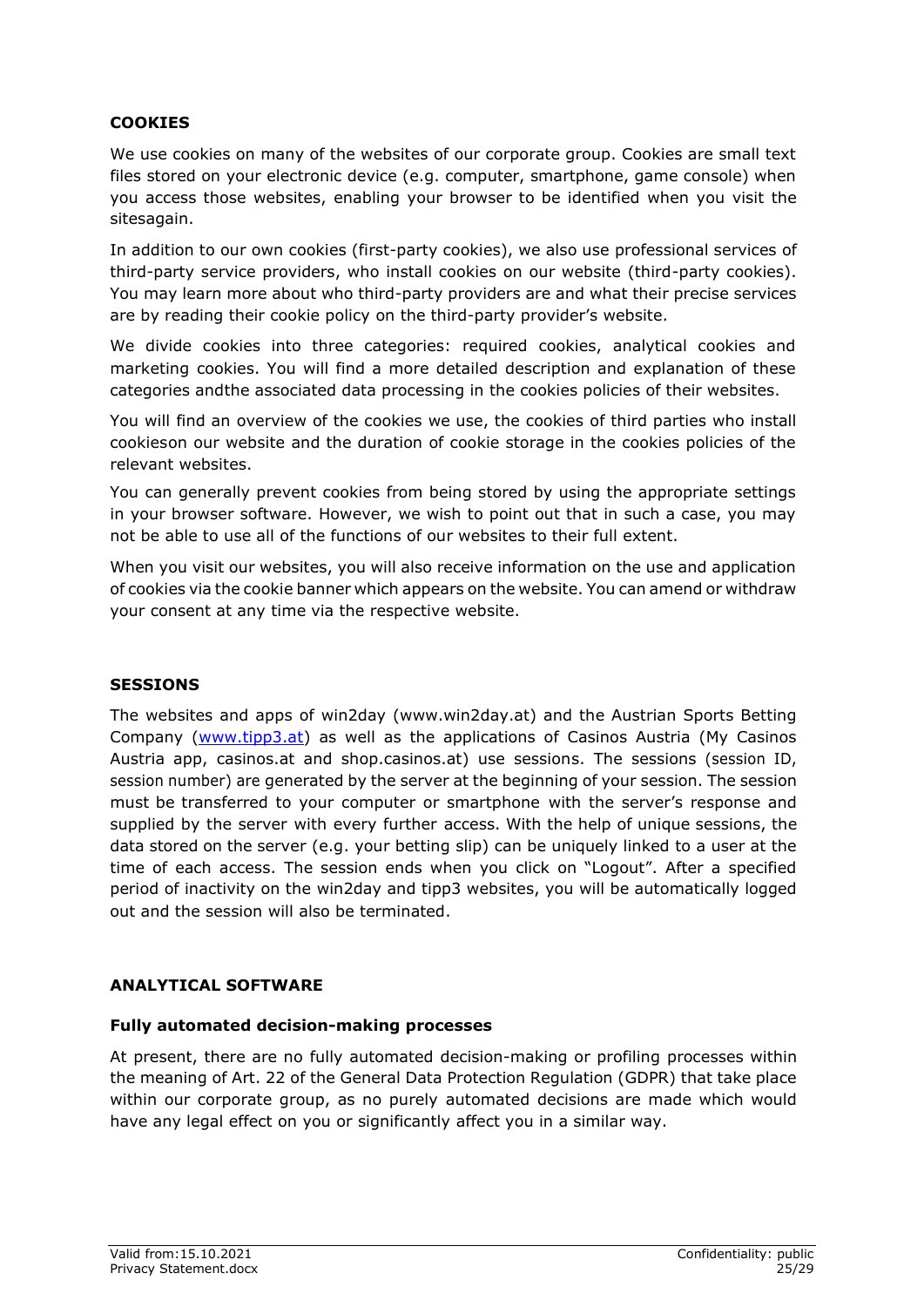## COOKIES

We use cookies on many of the websites of our corporate group. Cookies are small text files stored on your electronic device (e.g. computer, smartphone, game console) when you access those websites, enabling your browser to be identified when you visit the sitesagain.

In addition to our own cookies (first-party cookies), we also use professional services of third-party service providers, who install cookies on our website (third-party cookies). You may learn more about who third-party providers are and what their precise services are by reading their cookie policy on the third-party provider's website.

We divide cookies into three categories: required cookies, analytical cookies and marketing cookies. You will find a more detailed description and explanation of these categories andthe associated data processing in the cookies policies of their websites.

You will find an overview of the cookies we use, the cookies of third parties who install cookieson our website and the duration of cookie storage in the cookies policies of the relevant websites.

You can generally prevent cookies from being stored by using the appropriate settings in your browser software. However, we wish to point out that in such a case, you may not be able to use all of the functions of our websites to their full extent.

When you visit our websites, you will also receive information on the use and application of cookies via the cookie banner which appears on the website. You can amend or withdraw your consent at any time via the respective website.

## SESSIONS

The websites and apps of win2day (www.win2day.at) and the Austrian Sports Betting Company (www.tipp3.at) as well as the applications of Casinos Austria (My Casinos Austria app, casinos.at and shop.casinos.at) use sessions. The sessions (session ID, session number) are generated by the server at the beginning of your session. The session must be transferred to your computer or smartphone with the server's response and supplied by the server with every further access. With the help of unique sessions, the data stored on the server (e.g. your betting slip) can be uniquely linked to a user at the time of each access. The session ends when you click on "Logout". After a specified period of inactivity on the win2day and tipp3 websites, you will be automatically logged out and the session will also be terminated.

## ANALYTICAL SOFTWARE

### Fully automated decision-making processes

At present, there are no fully automated decision-making or profiling processes within the meaning of Art. 22 of the General Data Protection Regulation (GDPR) that take place within our corporate group, as no purely automated decisions are made which would have any legal effect on you or significantly affect you in a similar way.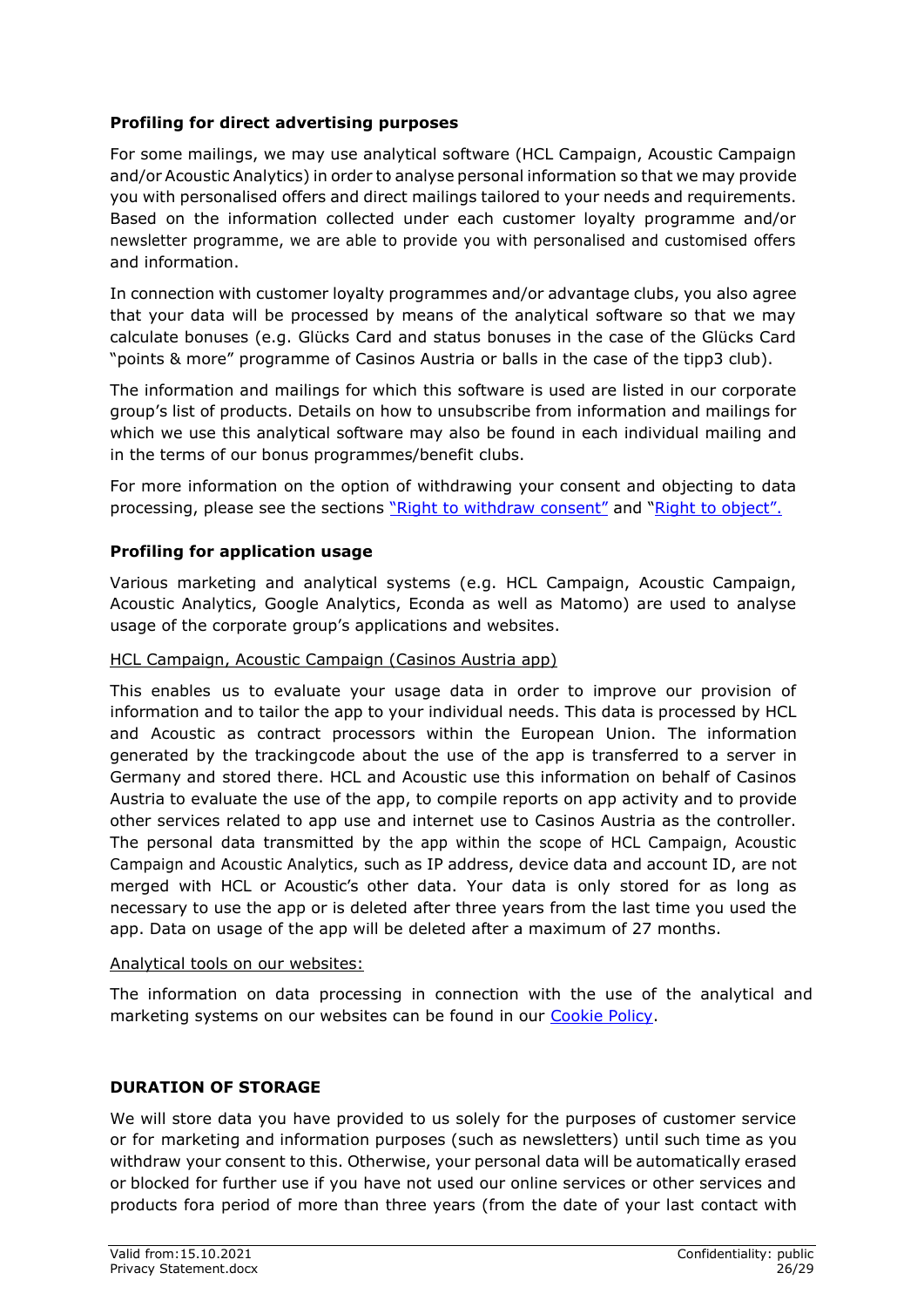**Profiling for direct advertising purposes**

For some mailings, we may use analytical software (HCL Campaign, Acoustic Campaign and/or Acoustic Analytics) in order to analyse personal information so that we may provide you with personalised offers and direct mailings tailored to your needs and requirements. Based on the information collected under each customer loyalty programme and/or newsletter programme, we are able to provide you with personalised and customised offers and information.

In connection with customer loyalty programmes and/or advantage clubs, you also agree that your data will be processed by means of the analytical software so that we may calculate bonuses (e.g. Glücks Card and status bonuses in the case of the Glücks Card "points & more" programme of Casinos Austria or balls in the case of the tipp3 club).

The information and mailings for which this software is used are listed in our corporate group's list of products. Details on how to unsubscribe from information and mailings for which we use this analytical software may also be found in each individual mailing and in the terms of our bonus programmes/benefit clubs.

For more information on the option of withdrawing your consent and objecting to data processing, please see the sections "Right to withdraw consent" and "Right to object".

**Profiling for application usage**

Various marketing and analytical systems (e.g. HCL Campaign, Acoustic Campaign, Acoustic Analytics, Google Analytics, Econda as well as Matomo) are used to analyse usage of the corporate group's applications and websites.

<u>HCL Campaign, Acoustic Campaign (Casinos Austria app)</u>

This enables us to evaluate your usage data in order to improve our provision of information and to tailor the app to your individual needs. This data is processed by HCL and Acoustic as contract processors within the European Union. The information generated by the trackingcode about the use of the app is transferred to a server in Germany and stored there. HCL and Acoustic use this information on behalf of Casinos Austria to evaluate the use of the app, to compile reports on app activity and to provide other services related to app use and internet use to Casinos Austria as the controller. The personal data transmitted by the app within the scope of HCL Campaign, Acoustic Campaign and Acoustic Analytics, such as IP address, device data and account ID, are not merged with HCL or Acoustic's other data. Your data is only stored for as long as necessary to use the app or is deleted after three years from the last time you used the app. Data on usage of the app will be deleted after a maximum of 27 months.

<u>Analytical tools on our websites:</u>

The information on data processing in connection with the use of the analytical and marketing systems on our websites can be found in our Cookie Policy.

**DURATION OF STORAGE**

We will store data you have provided to us solely for the purposes of customer service or for marketing and information purposes (such as newsletters) until such time as you withdraw your consent to this. Otherwise, your personal data will be automatically erased or blocked for further use if you have not used our online services or other services and products fora period of more than three years (from the date of your last contact with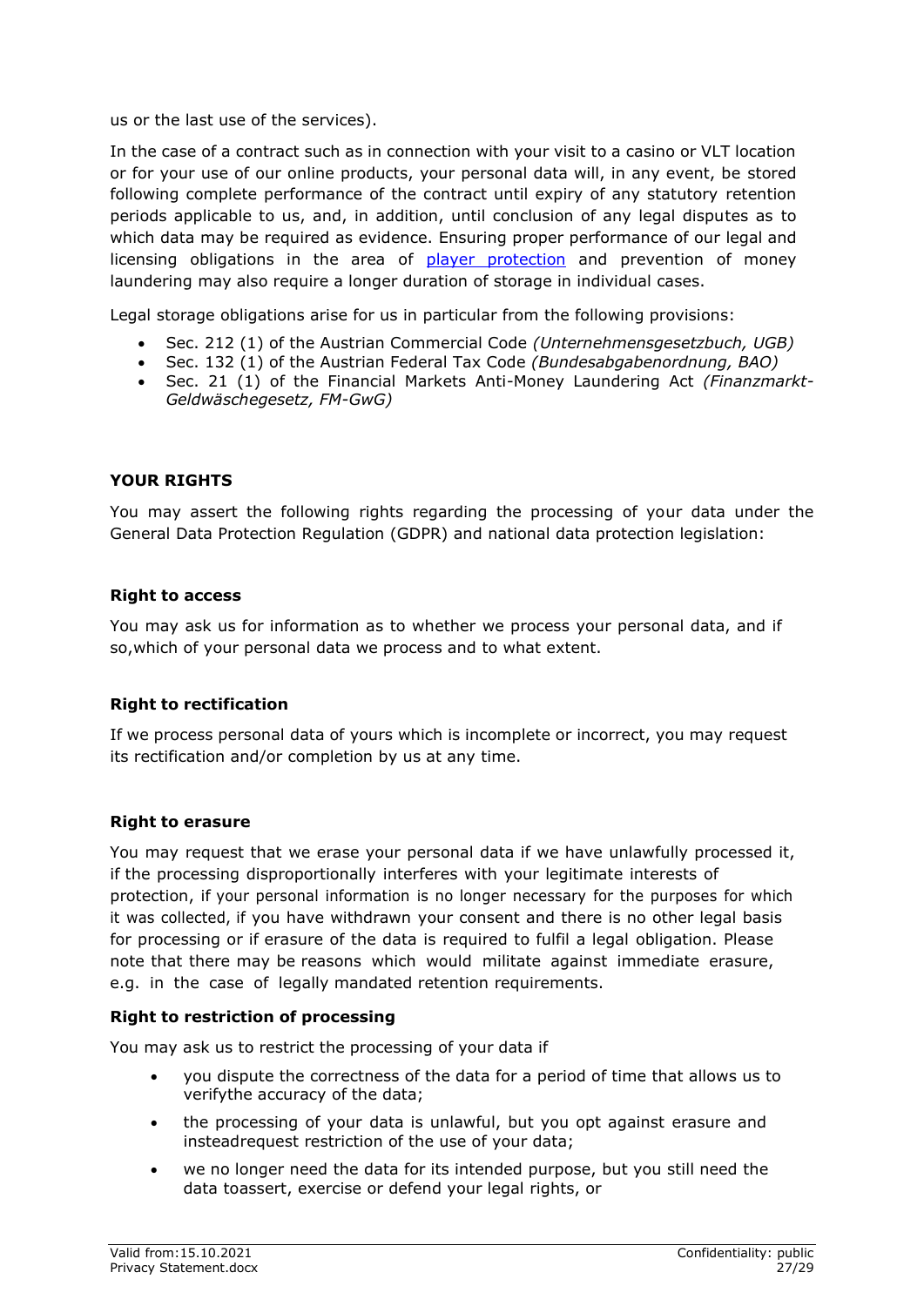us or the last use of the services).

In the case of a contract such as in connection with your visit to a casino or VLT location or for your use of our online products, your personal data will, in any event, be stored following complete performance of the contract until expiry of any statutory retention periods applicable to us, and, in addition, until conclusion of any legal disputes as to which data may be required as evidence. Ensuring proper performance of our legal and licensing obligations in the area of [player protection] and prevention of money laundering may also require a longer duration of storage in individual cases.

Legal storage obligations arise for us in particular from the following provisions:

- Sec. 212 (1) of the Austrian Commercial Code *(Unternehmensgesetzbuch, UGB)*
- Sec. 132 (1) of the Austrian Federal Tax Code *(Bundesabgabenordnung, BAO)*
- Sec. 21 (1) of the Financial Markets Anti-Money Laundering Act *(Finanzmarkt-Geldwäschegesetz, FM-GwG)*

## YOUR RIGHTS

You may assert the following rights regarding the processing of your data under the General Data Protection Regulation (GDPR) and national data protection legislation:

### Right to access

You may ask us for information as to whether we process your personal data, and if so,which of your personal data we process and to what extent.

### Right to rectification

If we process personal data of yours which is incomplete or incorrect, you may request its rectification and/or completion by us at any time.

### Right to erasure

You may request that we erase your personal data if we have unlawfully processed it, if the processing disproportionally interferes with your legitimate interests of protection, if your personal information is no longer necessary for the purposes for which it was collected, if you have withdrawn your consent and there is no other legal basis for processing or if erasure of the data is required to fulfil a legal obligation. Please note that there may be reasons which would militate against immediate erasure, e.g. in the case of legally mandated retention requirements.

### Right to restriction of processing

You may ask us to restrict the processing of your data if

- you dispute the correctness of the data for a period of time that allows us to verifythe accuracy of the data;
- the processing of your data is unlawful, but you opt against erasure and insteadrequest restriction of the use of your data;
- we no longer need the data for its intended purpose, but you still need the data toassert, exercise or defend your legal rights, or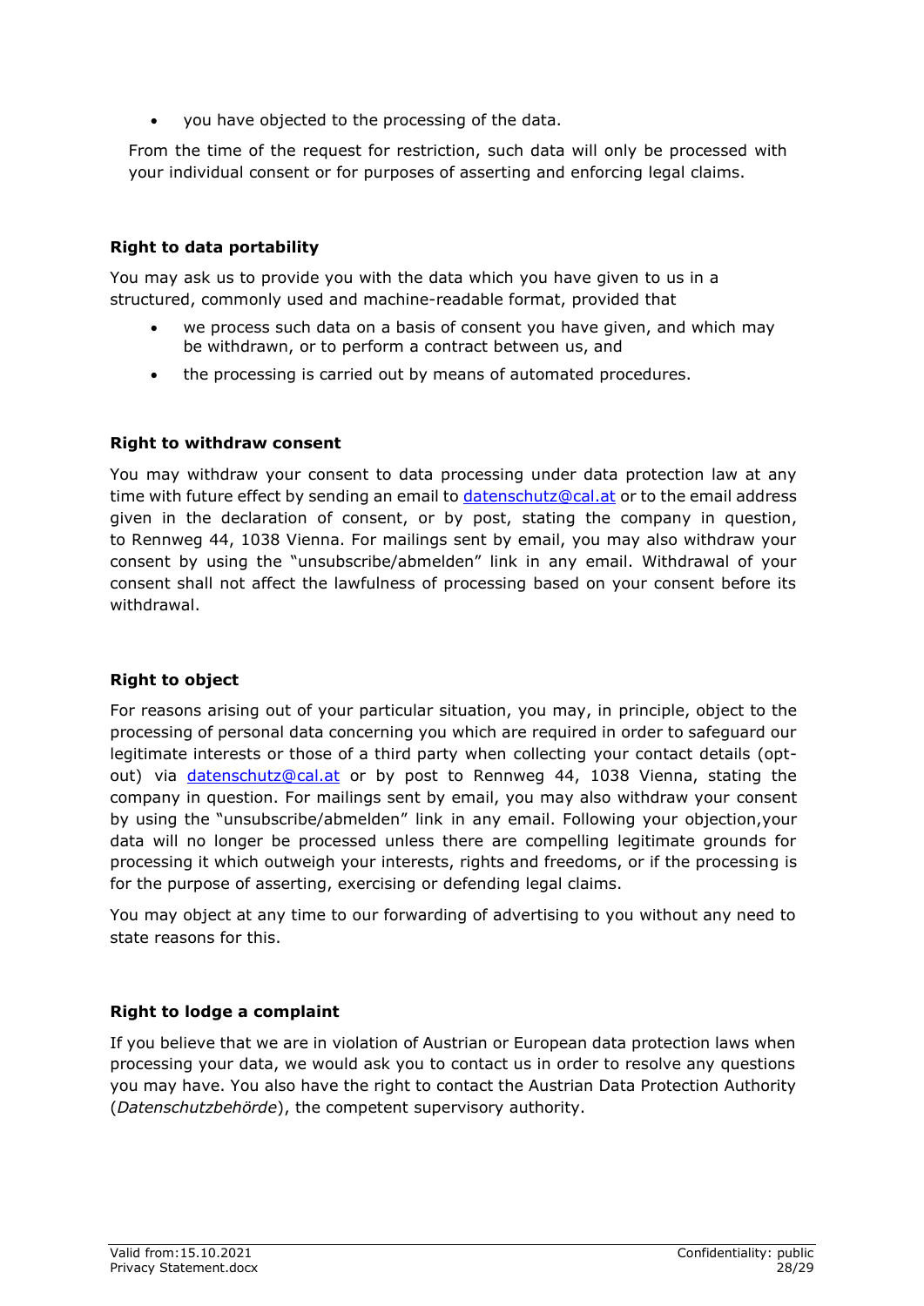- you have objected to the processing of the data.

From the time of the request for restriction, such data will only be processed with your individual consent or for purposes of asserting and enforcing legal claims.

**Right to data portability**

You may ask us to provide you with the data which you have given to us in a structured, commonly used and machine-readable format, provided that

- we process such data on a basis of consent you have given, and which may be withdrawn, or to perform a contract between us, and
- the processing is carried out by means of automated procedures.

**Right to withdraw consent**

You may withdraw your consent to data processing under data protection law at any time with future effect by sending an email to datenschutz@cal.at or to the email address given in the declaration of consent, or by post, stating the company in question, to Rennweg 44, 1038 Vienna. For mailings sent by email, you may also withdraw your consent by using the "unsubscribe/abmelden" link in any email. Withdrawal of your consent shall not affect the lawfulness of processing based on your consent before its withdrawal.

**Right to object**

For reasons arising out of your particular situation, you may, in principle, object to the processing of personal data concerning you which are required in order to safeguard our legitimate interests or those of a third party when collecting your contact details (opt-out) via datenschutz@cal.at or by post to Rennweg 44, 1038 Vienna, stating the company in question. For mailings sent by email, you may also withdraw your consent by using the "unsubscribe/abmelden" link in any email. Following your objection,your data will no longer be processed unless there are compelling legitimate grounds for processing it which outweigh your interests, rights and freedoms, or if the processing is for the purpose of asserting, exercising or defending legal claims.

You may object at any time to our forwarding of advertising to you without any need to state reasons for this.

**Right to lodge a complaint**

If you believe that we are in violation of Austrian or European data protection laws when processing your data, we would ask you to contact us in order to resolve any questions you may have. You also have the right to contact the Austrian Data Protection Authority (*Datenschutzbehörde*), the competent supervisory authority.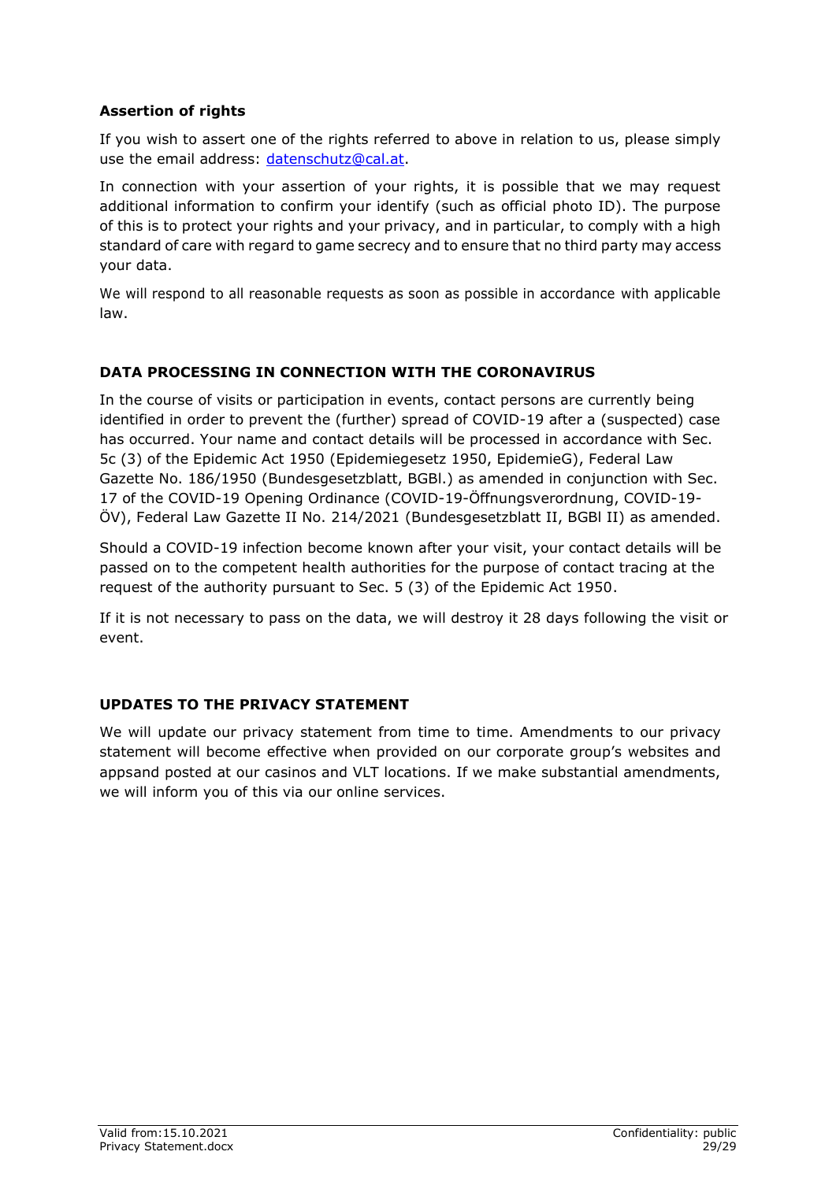### Assertion of rights

If you wish to assert one of the rights referred to above in relation to us, please simply use the email address: datenschutz@cal.at.

In connection with your assertion of your rights, it is possible that we may request additional information to confirm your identify (such as official photo ID). The purpose of this is to protect your rights and your privacy, and in particular, to comply with a high standard of care with regard to game secrecy and to ensure that no third party may access your data.

We will respond to all reasonable requests as soon as possible in accordance with applicable law.

## DATA PROCESSING IN CONNECTION WITH THE CORONAVIRUS

In the course of visits or participation in events, contact persons are currently being identified in order to prevent the (further) spread of COVID-19 after a (suspected) case has occurred. Your name and contact details will be processed in accordance with Sec. 5c (3) of the Epidemic Act 1950 (Epidemiegesetz 1950, EpidemieG), Federal Law Gazette No. 186/1950 (Bundesgesetzblatt, BGBl.) as amended in conjunction with Sec. 17 of the COVID-19 Opening Ordinance (COVID-19-Öffnungsverordnung, COVID-19-ÖV), Federal Law Gazette II No. 214/2021 (Bundesgesetzblatt II, BGBl II) as amended.

Should a COVID-19 infection become known after your visit, your contact details will be passed on to the competent health authorities for the purpose of contact tracing at the request of the authority pursuant to Sec. 5 (3) of the Epidemic Act 1950.

If it is not necessary to pass on the data, we will destroy it 28 days following the visit or event.

## UPDATES TO THE PRIVACY STATEMENT

We will update our privacy statement from time to time. Amendments to our privacy statement will become effective when provided on our corporate group's websites and appsand posted at our casinos and VLT locations. If we make substantial amendments, we will inform you of this via our online services.